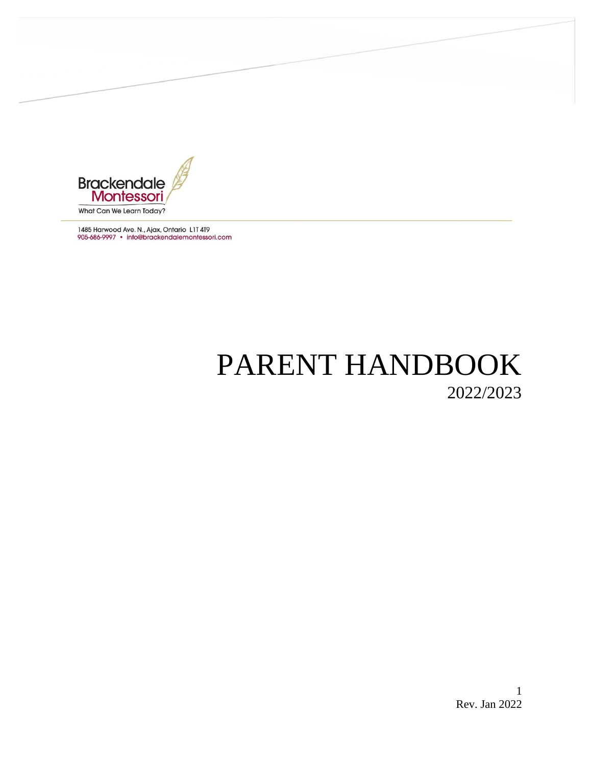Brackendale
Montessori
What Can We Learn Today?

1485 Harwood Ave. N., Ajax, Ontario L1T 4T9
905-686-9997 • info@brackendalemontessori.com

# PARENT HANDBOOK

2022/2023

Rev. Jan 2022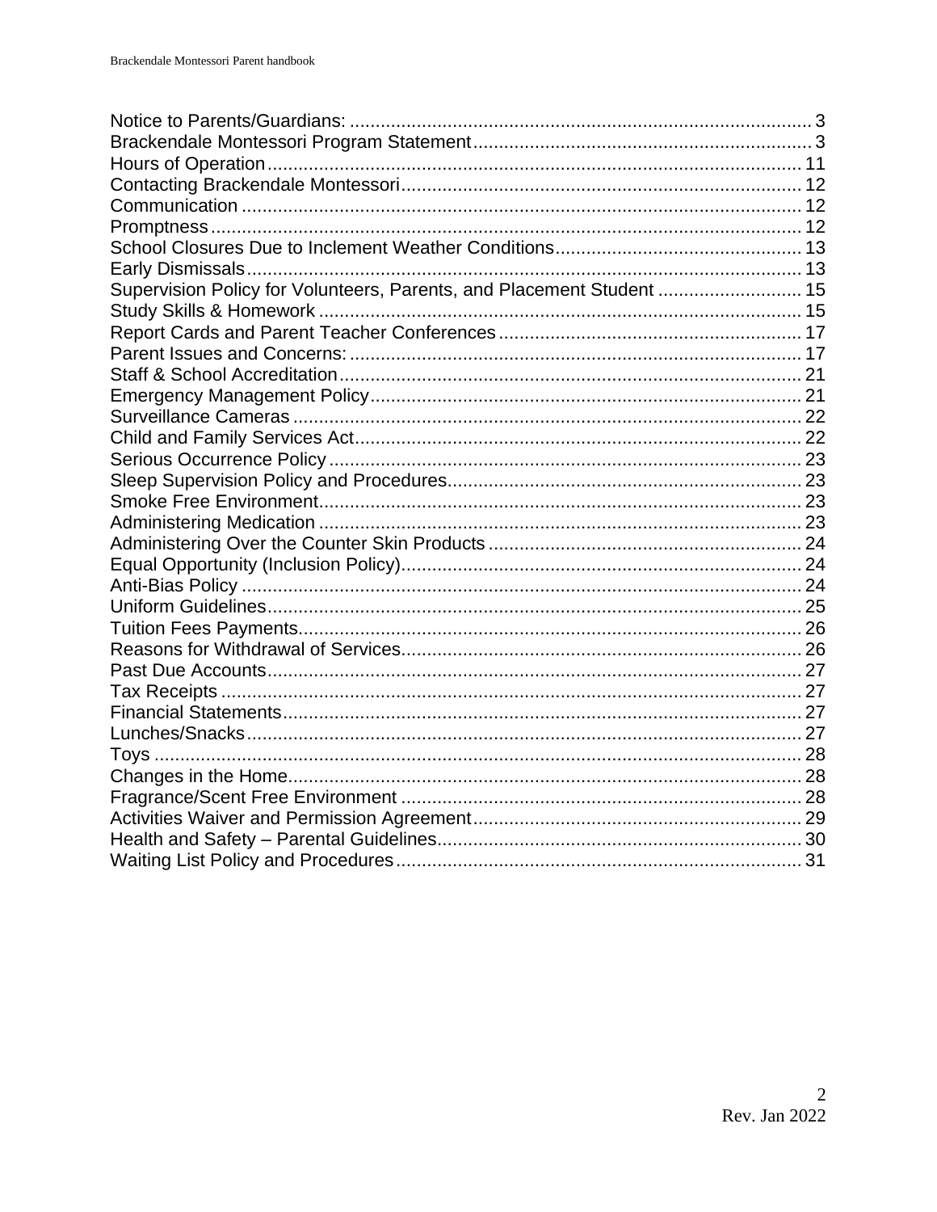Notice to Parents/Guardians: 3
Brackendale Montessori Program Statement 3
Hours of Operation 11
Contacting Brackendale Montessori 12
Communication 12
Promptness 12
School Closures Due to Inclement Weather Conditions 13
Early Dismissals 13
Supervision Policy for Volunteers, Parents, and Placement Student 15
Study Skills & Homework 15
Report Cards and Parent Teacher Conferences 17
Parent Issues and Concerns: 17
Staff & School Accreditation 21
Emergency Management Policy 21
Surveillance Cameras 22
Child and Family Services Act 22
Serious Occurrence Policy 23
Sleep Supervision Policy and Procedures 23
Smoke Free Environment 23
Administering Medication 23
Administering Over the Counter Skin Products 24
Equal Opportunity (Inclusion Policy) 24
Anti-Bias Policy 24
Uniform Guidelines 25
Tuition Fees Payments 26
Reasons for Withdrawal of Services 26
Past Due Accounts 27
Tax Receipts 27
Financial Statements 27
Lunches/Snacks 27
Toys 28
Changes in the Home 28
Fragrance/Scent Free Environment 28
Activities Waiver and Permission Agreement 29
Health and Safety – Parental Guidelines 30
Waiting List Policy and Procedures 31

Rev. Jan 2022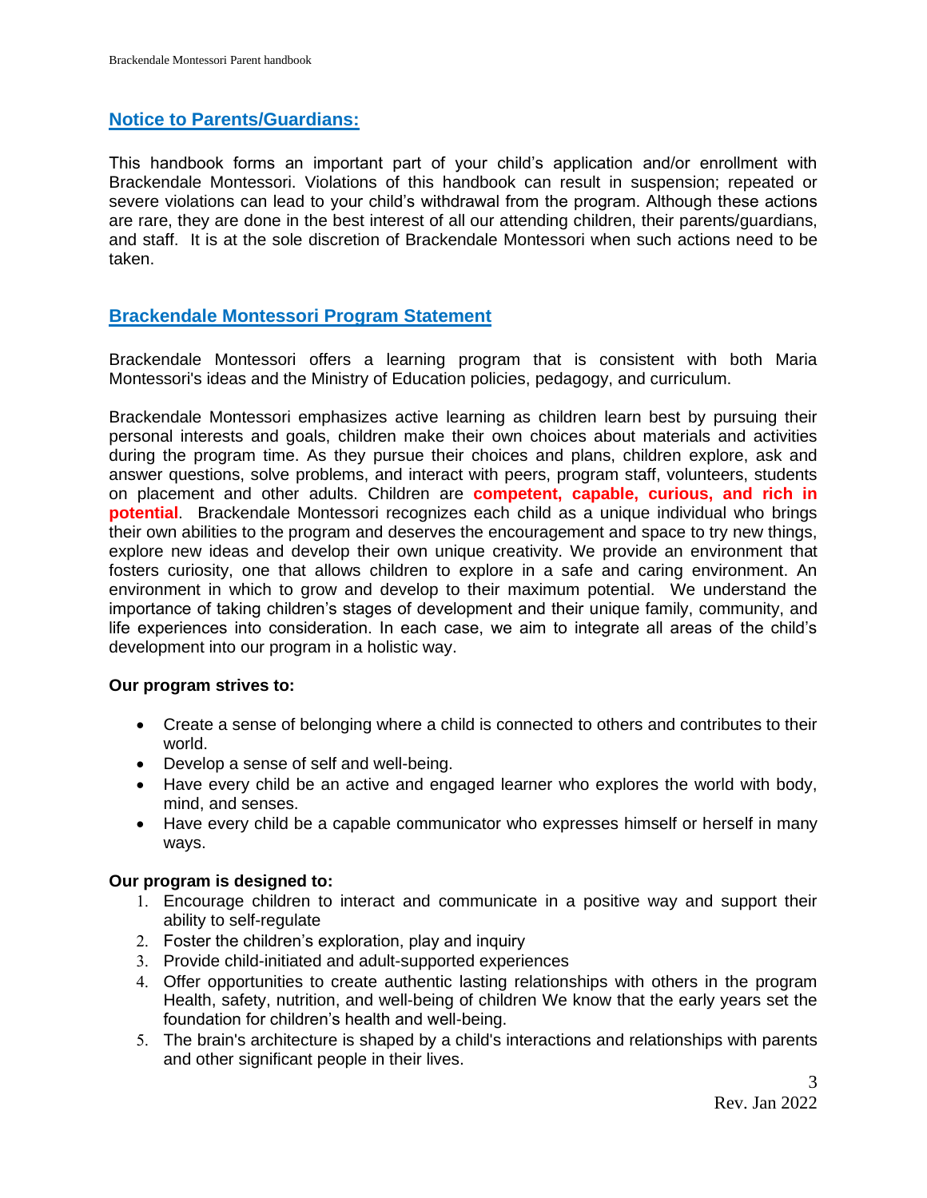## Notice to Parents/Guardians:

This handbook forms an important part of your child's application and/or enrollment with Brackendale Montessori. Violations of this handbook can result in suspension; repeated or severe violations can lead to your child's withdrawal from the program. Although these actions are rare, they are done in the best interest of all our attending children, their parents/guardians, and staff. It is at the sole discretion of Brackendale Montessori when such actions need to be taken.

## Brackendale Montessori Program Statement

Brackendale Montessori offers a learning program that is consistent with both Maria Montessori's ideas and the Ministry of Education policies, pedagogy, and curriculum.

Brackendale Montessori emphasizes active learning as children learn best by pursuing their personal interests and goals, children make their own choices about materials and activities during the program time. As they pursue their choices and plans, children explore, ask and answer questions, solve problems, and interact with peers, program staff, volunteers, students on placement and other adults. Children are **competent, capable, curious, and rich in potential**. Brackendale Montessori recognizes each child as a unique individual who brings their own abilities to the program and deserves the encouragement and space to try new things, explore new ideas and develop their own unique creativity. We provide an environment that fosters curiosity, one that allows children to explore in a safe and caring environment. An environment in which to grow and develop to their maximum potential. We understand the importance of taking children's stages of development and their unique family, community, and life experiences into consideration. In each case, we aim to integrate all areas of the child's development into our program in a holistic way.

**Our program strives to:**

- Create a sense of belonging where a child is connected to others and contributes to their world.
- Develop a sense of self and well-being.
- Have every child be an active and engaged learner who explores the world with body, mind, and senses.
- Have every child be a capable communicator who expresses himself or herself in many ways.

**Our program is designed to:**

1. Encourage children to interact and communicate in a positive way and support their ability to self-regulate
2. Foster the children's exploration, play and inquiry
3. Provide child-initiated and adult-supported experiences
4. Offer opportunities to create authentic lasting relationships with others in the program Health, safety, nutrition, and well-being of children We know that the early years set the foundation for children's health and well-being.
5. The brain's architecture is shaped by a child's interactions and relationships with parents and other significant people in their lives.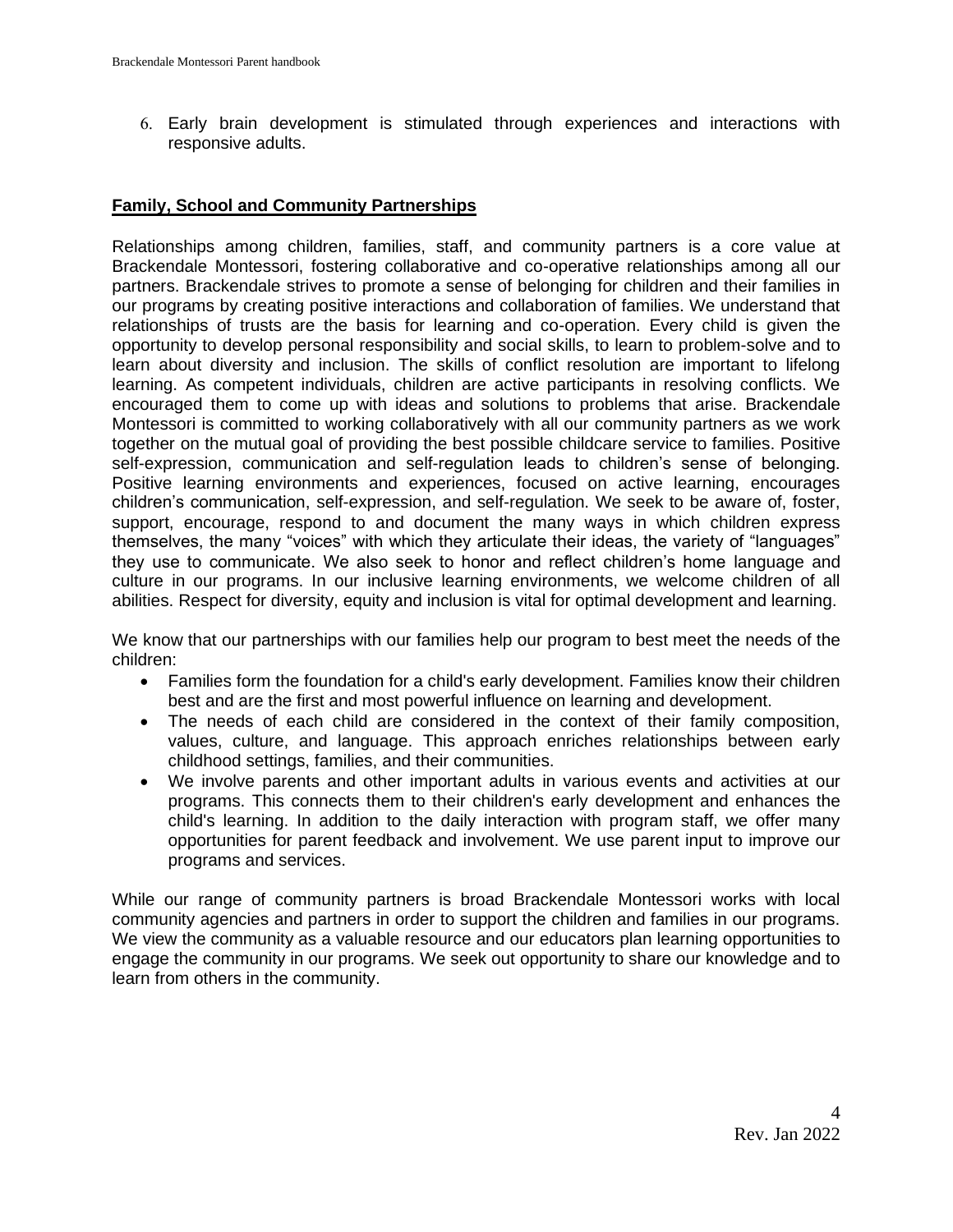6. Early brain development is stimulated through experiences and interactions with responsive adults.

## Family, School and Community Partnerships

Relationships among children, families, staff, and community partners is a core value at Brackendale Montessori, fostering collaborative and co-operative relationships among all our partners. Brackendale strives to promote a sense of belonging for children and their families in our programs by creating positive interactions and collaboration of families. We understand that relationships of trusts are the basis for learning and co-operation. Every child is given the opportunity to develop personal responsibility and social skills, to learn to problem-solve and to learn about diversity and inclusion. The skills of conflict resolution are important to lifelong learning. As competent individuals, children are active participants in resolving conflicts. We encouraged them to come up with ideas and solutions to problems that arise. Brackendale Montessori is committed to working collaboratively with all our community partners as we work together on the mutual goal of providing the best possible childcare service to families. Positive self-expression, communication and self-regulation leads to children's sense of belonging. Positive learning environments and experiences, focused on active learning, encourages children's communication, self-expression, and self-regulation. We seek to be aware of, foster, support, encourage, respond to and document the many ways in which children express themselves, the many "voices" with which they articulate their ideas, the variety of "languages" they use to communicate. We also seek to honor and reflect children's home language and culture in our programs. In our inclusive learning environments, we welcome children of all abilities. Respect for diversity, equity and inclusion is vital for optimal development and learning.

We know that our partnerships with our families help our program to best meet the needs of the children:

- Families form the foundation for a child's early development. Families know their children best and are the first and most powerful influence on learning and development.
- The needs of each child are considered in the context of their family composition, values, culture, and language. This approach enriches relationships between early childhood settings, families, and their communities.
- We involve parents and other important adults in various events and activities at our programs. This connects them to their children's early development and enhances the child's learning. In addition to the daily interaction with program staff, we offer many opportunities for parent feedback and involvement. We use parent input to improve our programs and services.

While our range of community partners is broad Brackendale Montessori works with local community agencies and partners in order to support the children and families in our programs. We view the community as a valuable resource and our educators plan learning opportunities to engage the community in our programs. We seek out opportunity to share our knowledge and to learn from others in the community.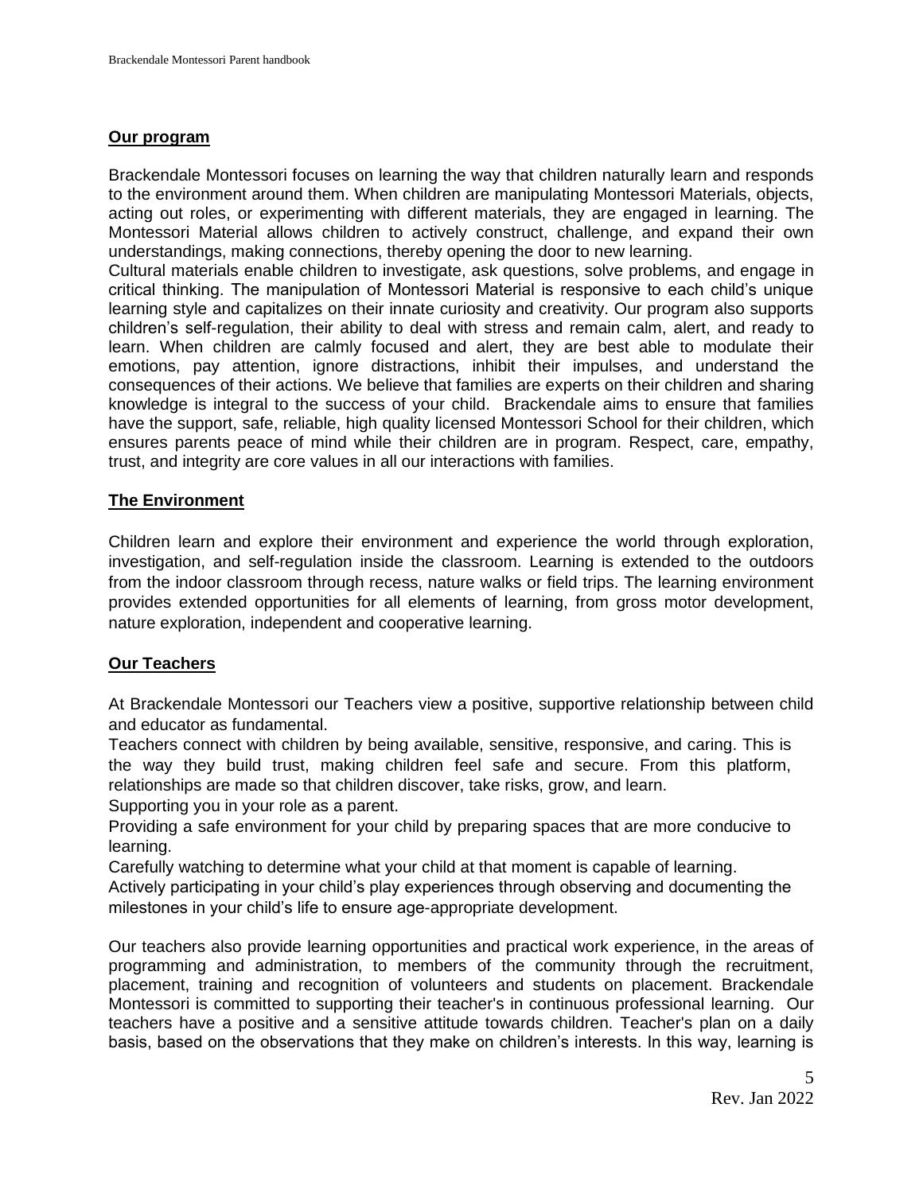## Our program

Brackendale Montessori focuses on learning the way that children naturally learn and responds to the environment around them. When children are manipulating Montessori Materials, objects, acting out roles, or experimenting with different materials, they are engaged in learning. The Montessori Material allows children to actively construct, challenge, and expand their own understandings, making connections, thereby opening the door to new learning.
Cultural materials enable children to investigate, ask questions, solve problems, and engage in critical thinking. The manipulation of Montessori Material is responsive to each child's unique learning style and capitalizes on their innate curiosity and creativity. Our program also supports children's self-regulation, their ability to deal with stress and remain calm, alert, and ready to learn. When children are calmly focused and alert, they are best able to modulate their emotions, pay attention, ignore distractions, inhibit their impulses, and understand the consequences of their actions. We believe that families are experts on their children and sharing knowledge is integral to the success of your child. Brackendale aims to ensure that families have the support, safe, reliable, high quality licensed Montessori School for their children, which ensures parents peace of mind while their children are in program. Respect, care, empathy, trust, and integrity are core values in all our interactions with families.

## The Environment

Children learn and explore their environment and experience the world through exploration, investigation, and self-regulation inside the classroom. Learning is extended to the outdoors from the indoor classroom through recess, nature walks or field trips. The learning environment provides extended opportunities for all elements of learning, from gross motor development, nature exploration, independent and cooperative learning.

## Our Teachers

At Brackendale Montessori our Teachers view a positive, supportive relationship between child and educator as fundamental.
Teachers connect with children by being available, sensitive, responsive, and caring. This is the way they build trust, making children feel safe and secure. From this platform, relationships are made so that children discover, take risks, grow, and learn.
Supporting you in your role as a parent.
Providing a safe environment for your child by preparing spaces that are more conducive to learning.
Carefully watching to determine what your child at that moment is capable of learning.
Actively participating in your child's play experiences through observing and documenting the milestones in your child's life to ensure age-appropriate development.

Our teachers also provide learning opportunities and practical work experience, in the areas of programming and administration, to members of the community through the recruitment, placement, training and recognition of volunteers and students on placement. Brackendale Montessori is committed to supporting their teacher's in continuous professional learning. Our teachers have a positive and a sensitive attitude towards children. Teacher's plan on a daily basis, based on the observations that they make on children's interests. In this way, learning is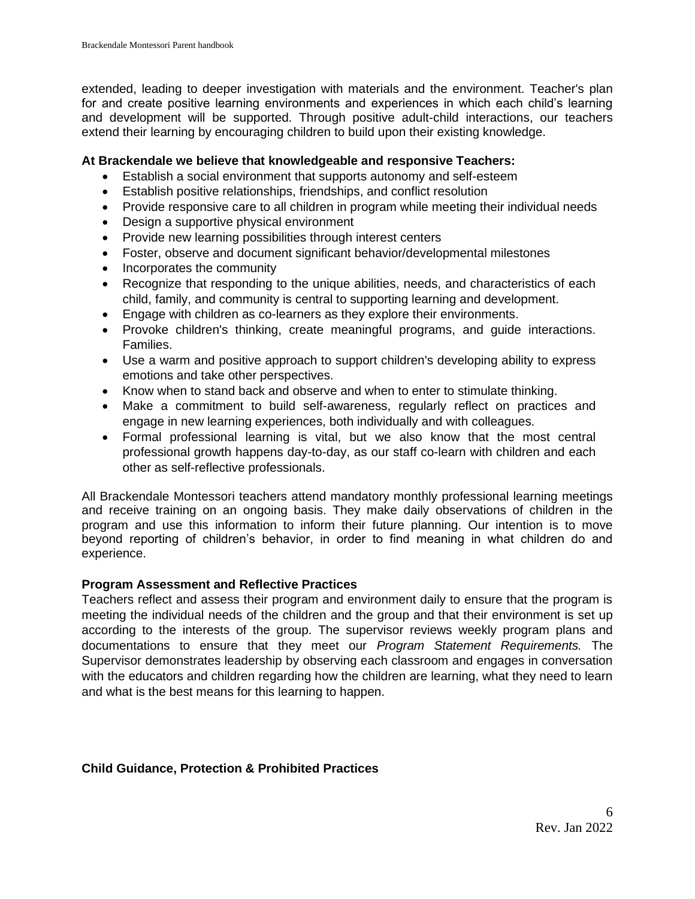extended, leading to deeper investigation with materials and the environment. Teacher's plan for and create positive learning environments and experiences in which each child's learning and development will be supported. Through positive adult-child interactions, our teachers extend their learning by encouraging children to build upon their existing knowledge.

**At Brackendale we believe that knowledgeable and responsive Teachers:**

- Establish a social environment that supports autonomy and self-esteem
- Establish positive relationships, friendships, and conflict resolution
- Provide responsive care to all children in program while meeting their individual needs
- Design a supportive physical environment
- Provide new learning possibilities through interest centers
- Foster, observe and document significant behavior/developmental milestones
- Incorporates the community
- Recognize that responding to the unique abilities, needs, and characteristics of each child, family, and community is central to supporting learning and development.
- Engage with children as co-learners as they explore their environments.
- Provoke children's thinking, create meaningful programs, and guide interactions. Families.
- Use a warm and positive approach to support children's developing ability to express emotions and take other perspectives.
- Know when to stand back and observe and when to enter to stimulate thinking.
- Make a commitment to build self-awareness, regularly reflect on practices and engage in new learning experiences, both individually and with colleagues.
- Formal professional learning is vital, but we also know that the most central professional growth happens day-to-day, as our staff co-learn with children and each other as self-reflective professionals.

All Brackendale Montessori teachers attend mandatory monthly professional learning meetings and receive training on an ongoing basis. They make daily observations of children in the program and use this information to inform their future planning. Our intention is to move beyond reporting of children's behavior, in order to find meaning in what children do and experience.

**Program Assessment and Reflective Practices**

Teachers reflect and assess their program and environment daily to ensure that the program is meeting the individual needs of the children and the group and that their environment is set up according to the interests of the group. The supervisor reviews weekly program plans and documentations to ensure that they meet our *Program Statement Requirements.* The Supervisor demonstrates leadership by observing each classroom and engages in conversation with the educators and children regarding how the children are learning, what they need to learn and what is the best means for this learning to happen.

**Child Guidance, Protection & Prohibited Practices**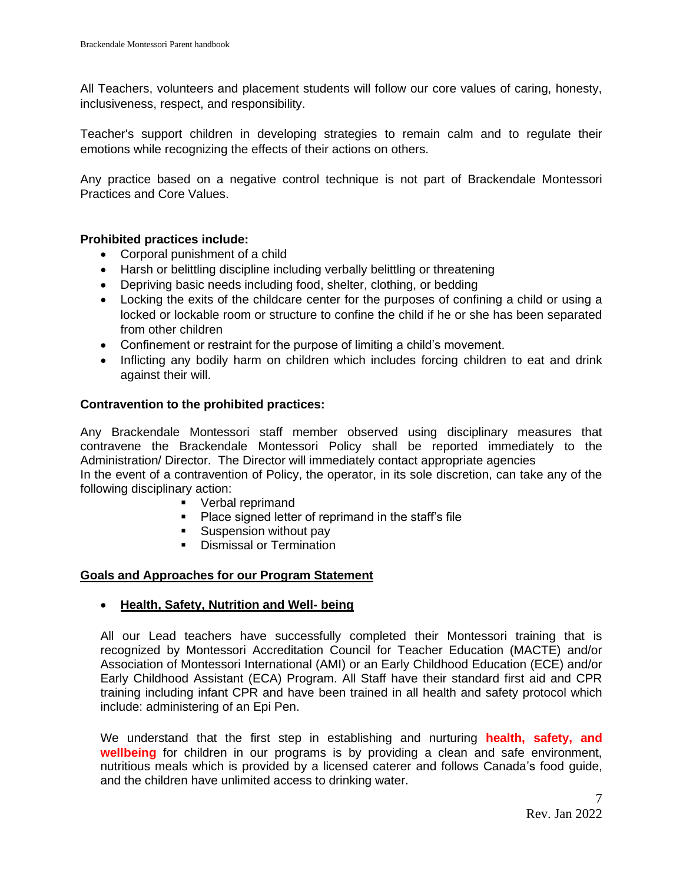All Teachers, volunteers and placement students will follow our core values of caring, honesty, inclusiveness, respect, and responsibility.

Teacher's support children in developing strategies to remain calm and to regulate their emotions while recognizing the effects of their actions on others.

Any practice based on a negative control technique is not part of Brackendale Montessori Practices and Core Values.

**Prohibited practices include:**

- Corporal punishment of a child
- Harsh or belittling discipline including verbally belittling or threatening
- Depriving basic needs including food, shelter, clothing, or bedding
- Locking the exits of the childcare center for the purposes of confining a child or using a locked or lockable room or structure to confine the child if he or she has been separated from other children
- Confinement or restraint for the purpose of limiting a child's movement.
- Inflicting any bodily harm on children which includes forcing children to eat and drink against their will.

**Contravention to the prohibited practices:**

Any Brackendale Montessori staff member observed using disciplinary measures that contravene the Brackendale Montessori Policy shall be reported immediately to the Administration/ Director. The Director will immediately contact appropriate agencies
In the event of a contravention of Policy, the operator, in its sole discretion, can take any of the following disciplinary action:

- Verbal reprimand
- Place signed letter of reprimand in the staff's file
- Suspension without pay
- Dismissal or Termination

**<u>Goals and Approaches for our Program Statement</u>**

- **<u>Health, Safety, Nutrition and Well- being</u>**

All our Lead teachers have successfully completed their Montessori training that is recognized by Montessori Accreditation Council for Teacher Education (MACTE) and/or Association of Montessori International (AMI) or an Early Childhood Education (ECE) and/or Early Childhood Assistant (ECA) Program. All Staff have their standard first aid and CPR training including infant CPR and have been trained in all health and safety protocol which include: administering of an Epi Pen.

We understand that the first step in establishing and nurturing **health, safety, and wellbeing** for children in our programs is by providing a clean and safe environment, nutritious meals which is provided by a licensed caterer and follows Canada's food guide, and the children have unlimited access to drinking water.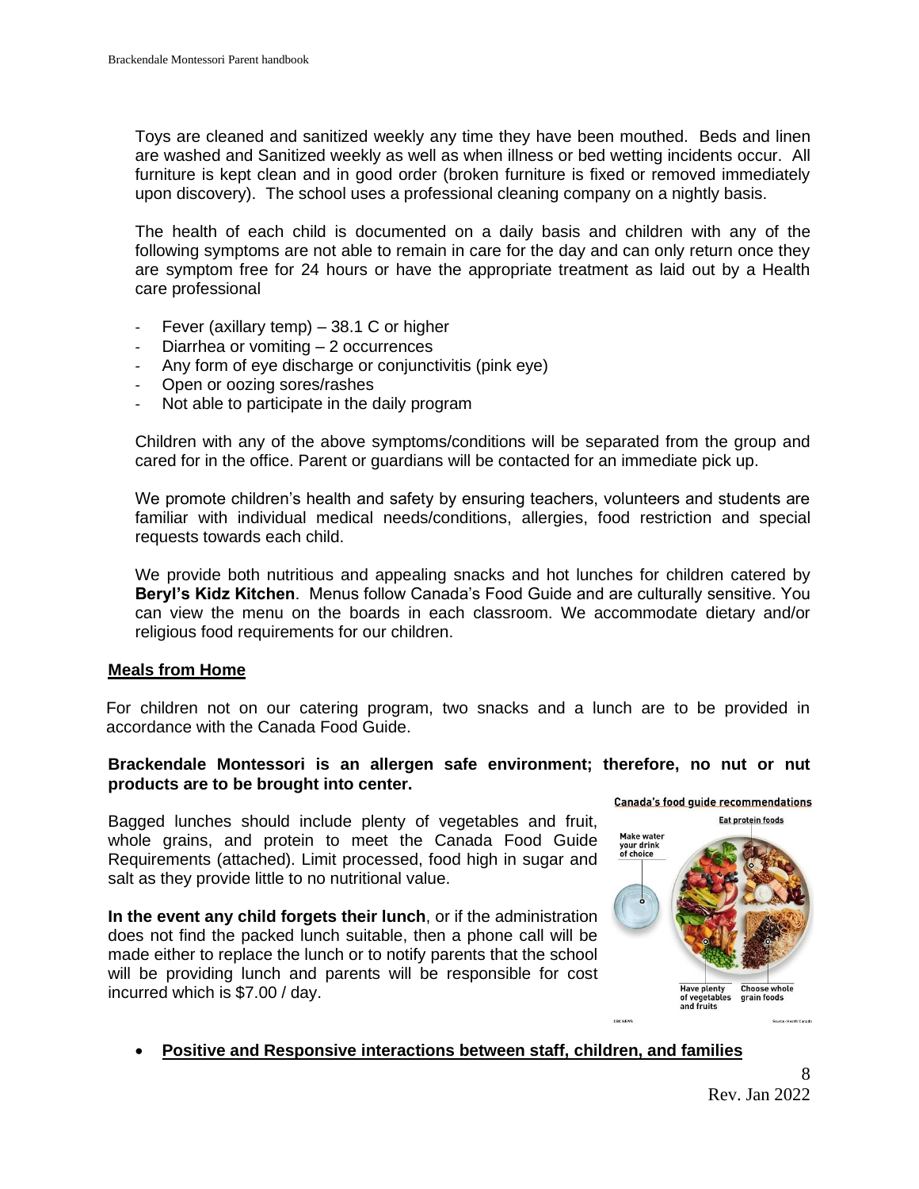Toys are cleaned and sanitized weekly any time they have been mouthed. Beds and linen are washed and Sanitized weekly as well as when illness or bed wetting incidents occur. All furniture is kept clean and in good order (broken furniture is fixed or removed immediately upon discovery). The school uses a professional cleaning company on a nightly basis.

The health of each child is documented on a daily basis and children with any of the following symptoms are not able to remain in care for the day and can only return once they are symptom free for 24 hours or have the appropriate treatment as laid out by a Health care professional

- Fever (axillary temp) – 38.1 C or higher
- Diarrhea or vomiting – 2 occurrences
- Any form of eye discharge or conjunctivitis (pink eye)
- Open or oozing sores/rashes
- Not able to participate in the daily program

Children with any of the above symptoms/conditions will be separated from the group and cared for in the office. Parent or guardians will be contacted for an immediate pick up.

We promote children's health and safety by ensuring teachers, volunteers and students are familiar with individual medical needs/conditions, allergies, food restriction and special requests towards each child.

We provide both nutritious and appealing snacks and hot lunches for children catered by **Beryl's Kidz Kitchen**. Menus follow Canada's Food Guide and are culturally sensitive. You can view the menu on the boards in each classroom. We accommodate dietary and/or religious food requirements for our children.

## Meals from Home

For children not on our catering program, two snacks and a lunch are to be provided in accordance with the Canada Food Guide.

**Brackendale Montessori is an allergen safe environment; therefore, no nut or nut products are to be brought into center.**

Bagged lunches should include plenty of vegetables and fruit, whole grains, and protein to meet the Canada Food Guide Requirements (attached). Limit processed, food high in sugar and salt as they provide little to no nutritional value.

**In the event any child forgets their lunch**, or if the administration does not find the packed lunch suitable, then a phone call will be made either to replace the lunch or to notify parents that the school will be providing lunch and parents will be responsible for cost incurred which is $7.00 / day.

Canada's food guide recommendations

- **Positive and Responsive interactions between staff, children, and families**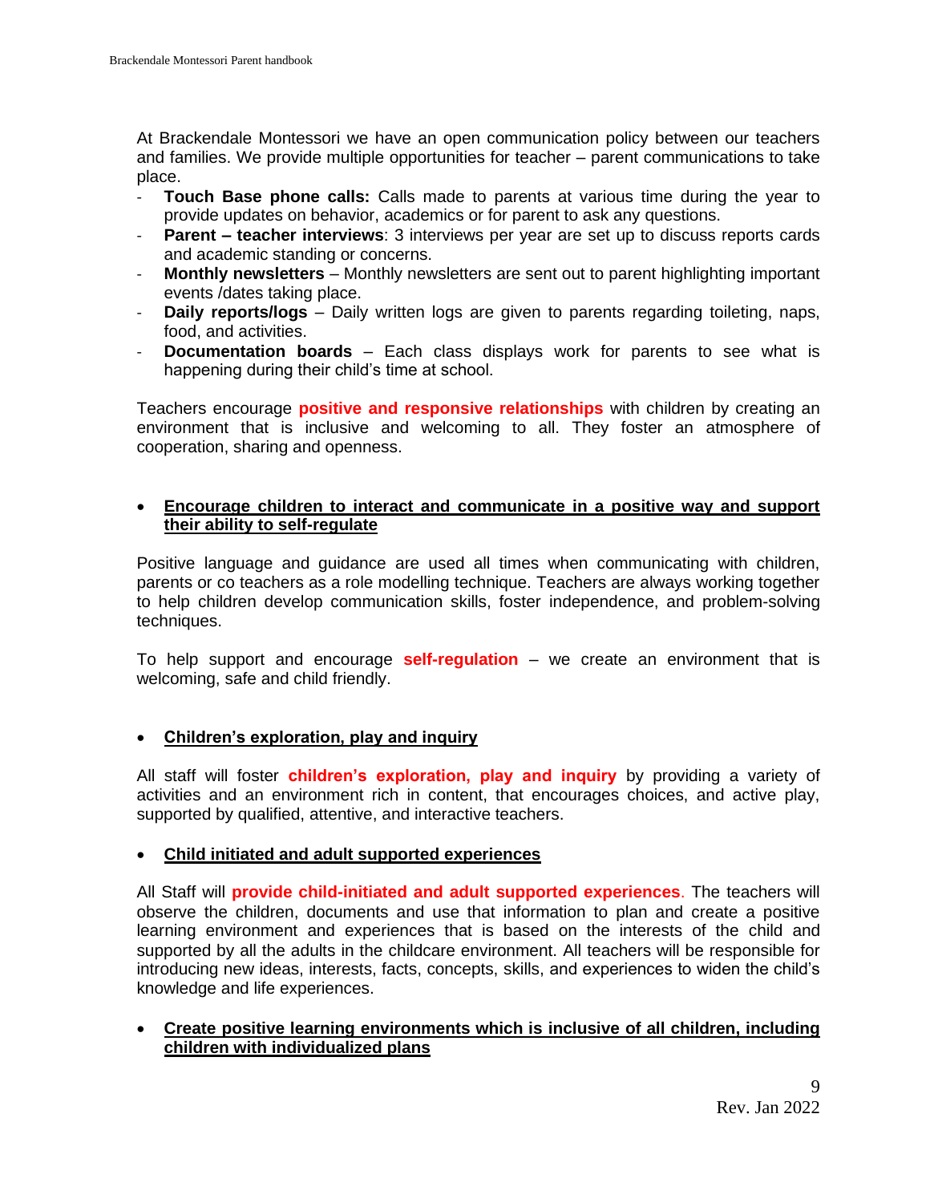At Brackendale Montessori we have an open communication policy between our teachers and families. We provide multiple opportunities for teacher – parent communications to take place.

- **Touch Base phone calls:** Calls made to parents at various time during the year to provide updates on behavior, academics or for parent to ask any questions.
- **Parent – teacher interviews**: 3 interviews per year are set up to discuss reports cards and academic standing or concerns.
- **Monthly newsletters** – Monthly newsletters are sent out to parent highlighting important events /dates taking place.
- **Daily reports/logs** – Daily written logs are given to parents regarding toileting, naps, food, and activities.
- **Documentation boards** – Each class displays work for parents to see what is happening during their child's time at school.

Teachers encourage **positive and responsive relationships** with children by creating an environment that is inclusive and welcoming to all. They foster an atmosphere of cooperation, sharing and openness.

- **Encourage children to interact and communicate in a positive way and support their ability to self-regulate**

Positive language and guidance are used all times when communicating with children, parents or co teachers as a role modelling technique. Teachers are always working together to help children develop communication skills, foster independence, and problem-solving techniques.

To help support and encourage **self-regulation** – we create an environment that is welcoming, safe and child friendly.

- **Children's exploration, play and inquiry**

All staff will foster **children's exploration, play and inquiry** by providing a variety of activities and an environment rich in content, that encourages choices, and active play, supported by qualified, attentive, and interactive teachers.

- **Child initiated and adult supported experiences**

All Staff will **provide child-initiated and adult supported experiences**. The teachers will observe the children, documents and use that information to plan and create a positive learning environment and experiences that is based on the interests of the child and supported by all the adults in the childcare environment. All teachers will be responsible for introducing new ideas, interests, facts, concepts, skills, and experiences to widen the child's knowledge and life experiences.

- **Create positive learning environments which is inclusive of all children, including children with individualized plans**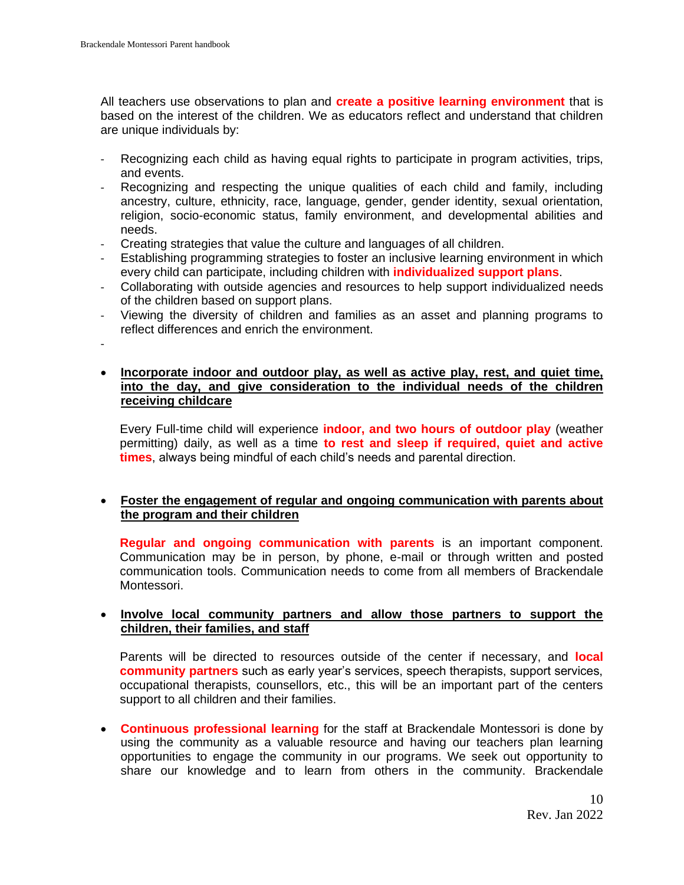All teachers use observations to plan and **create a positive learning environment** that is based on the interest of the children. We as educators reflect and understand that children are unique individuals by:

- Recognizing each child as having equal rights to participate in program activities, trips, and events.
- Recognizing and respecting the unique qualities of each child and family, including ancestry, culture, ethnicity, race, language, gender, gender identity, sexual orientation, religion, socio-economic status, family environment, and developmental abilities and needs.
- Creating strategies that value the culture and languages of all children.
- Establishing programming strategies to foster an inclusive learning environment in which every child can participate, including children with **individualized support plans**.
- Collaborating with outside agencies and resources to help support individualized needs of the children based on support plans.
- Viewing the diversity of children and families as an asset and planning programs to reflect differences and enrich the environment.
-

- **<u>Incorporate indoor and outdoor play, as well as active play, rest, and quiet time, into the day, and give consideration to the individual needs of the children receiving childcare</u>**

  Every Full-time child will experience **indoor, and two hours of outdoor play** (weather permitting) daily, as well as a time **to rest and sleep if required, quiet and active times**, always being mindful of each child's needs and parental direction.

- **<u>Foster the engagement of regular and ongoing communication with parents about the program and their children</u>**

  **Regular and ongoing communication with parents** is an important component. Communication may be in person, by phone, e-mail or through written and posted communication tools. Communication needs to come from all members of Brackendale Montessori.

- **<u>Involve local community partners and allow those partners to support the children, their families, and staff</u>**

  Parents will be directed to resources outside of the center if necessary, and **local community partners** such as early year's services, speech therapists, support services, occupational therapists, counsellors, etc., this will be an important part of the centers support to all children and their families.

- **Continuous professional learning** for the staff at Brackendale Montessori is done by using the community as a valuable resource and having our teachers plan learning opportunities to engage the community in our programs. We seek out opportunity to share our knowledge and to learn from others in the community. Brackendale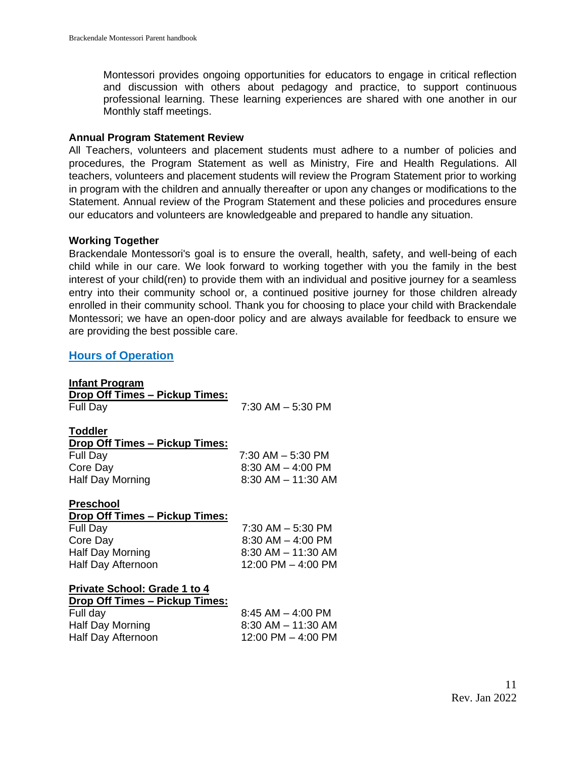Montessori provides ongoing opportunities for educators to engage in critical reflection and discussion with others about pedagogy and practice, to support continuous professional learning. These learning experiences are shared with one another in our Monthly staff meetings.

**Annual Program Statement Review**

All Teachers, volunteers and placement students must adhere to a number of policies and procedures, the Program Statement as well as Ministry, Fire and Health Regulations. All teachers, volunteers and placement students will review the Program Statement prior to working in program with the children and annually thereafter or upon any changes or modifications to the Statement. Annual review of the Program Statement and these policies and procedures ensure our educators and volunteers are knowledgeable and prepared to handle any situation.

**Working Together**

Brackendale Montessori's goal is to ensure the overall, health, safety, and well-being of each child while in our care. We look forward to working together with you the family in the best interest of your child(ren) to provide them with an individual and positive journey for a seamless entry into their community school or, a continued positive journey for those children already enrolled in their community school. Thank you for choosing to place your child with Brackendale Montessori; we have an open-door policy and are always available for feedback to ensure we are providing the best possible care.

## Hours of Operation

**Infant Program**
**Drop Off Times – Pickup Times:**

| | |
|---|---|
| Full Day | 7:30 AM – 5:30 PM |

**Toddler**
**Drop Off Times – Pickup Times:**

| | |
|---|---|
| Full Day | 7:30 AM – 5:30 PM |
| Core Day | 8:30 AM – 4:00 PM |
| Half Day Morning | 8:30 AM – 11:30 AM |

**Preschool**
**Drop Off Times – Pickup Times:**

| | |
|---|---|
| Full Day | 7:30 AM – 5:30 PM |
| Core Day | 8:30 AM – 4:00 PM |
| Half Day Morning | 8:30 AM – 11:30 AM |
| Half Day Afternoon | 12:00 PM – 4:00 PM |

**Private School: Grade 1 to 4**
**Drop Off Times – Pickup Times:**

| | |
|---|---|
| Full day | 8:45 AM – 4:00 PM |
| Half Day Morning | 8:30 AM – 11:30 AM |
| Half Day Afternoon | 12:00 PM – 4:00 PM |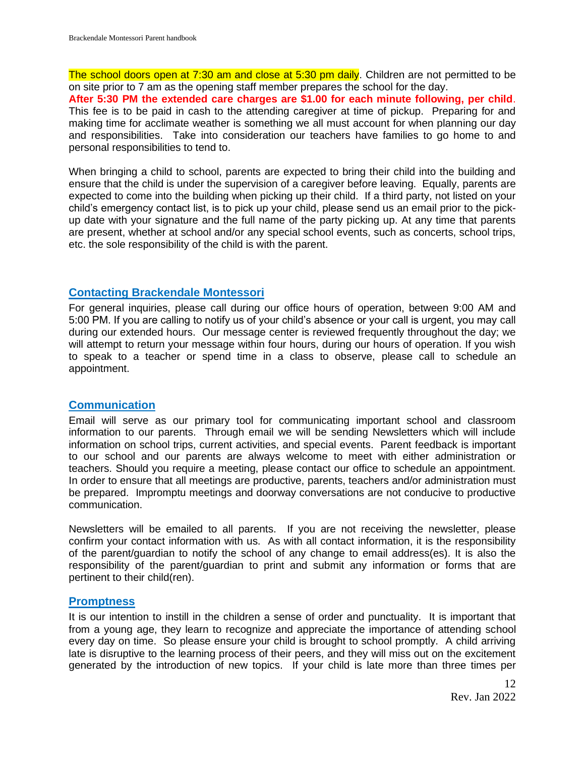The school doors open at 7:30 am and close at 5:30 pm daily. Children are not permitted to be on site prior to 7 am as the opening staff member prepares the school for the day.

**After 5:30 PM the extended care charges are $1.00 for each minute following, per child**. This fee is to be paid in cash to the attending caregiver at time of pickup. Preparing for and making time for acclimate weather is something we all must account for when planning our day and responsibilities. Take into consideration our teachers have families to go home to and personal responsibilities to tend to.

When bringing a child to school, parents are expected to bring their child into the building and ensure that the child is under the supervision of a caregiver before leaving. Equally, parents are expected to come into the building when picking up their child. If a third party, not listed on your child's emergency contact list, is to pick up your child, please send us an email prior to the pick-up date with your signature and the full name of the party picking up. At any time that parents are present, whether at school and/or any special school events, such as concerts, school trips, etc. the sole responsibility of the child is with the parent.

## Contacting Brackendale Montessori

For general inquiries, please call during our office hours of operation, between 9:00 AM and 5:00 PM. If you are calling to notify us of your child's absence or your call is urgent, you may call during our extended hours. Our message center is reviewed frequently throughout the day; we will attempt to return your message within four hours, during our hours of operation. If you wish to speak to a teacher or spend time in a class to observe, please call to schedule an appointment.

## Communication

Email will serve as our primary tool for communicating important school and classroom information to our parents. Through email we will be sending Newsletters which will include information on school trips, current activities, and special events. Parent feedback is important to our school and our parents are always welcome to meet with either administration or teachers. Should you require a meeting, please contact our office to schedule an appointment. In order to ensure that all meetings are productive, parents, teachers and/or administration must be prepared. Impromptu meetings and doorway conversations are not conducive to productive communication.

Newsletters will be emailed to all parents. If you are not receiving the newsletter, please confirm your contact information with us. As with all contact information, it is the responsibility of the parent/guardian to notify the school of any change to email address(es). It is also the responsibility of the parent/guardian to print and submit any information or forms that are pertinent to their child(ren).

## Promptness

It is our intention to instill in the children a sense of order and punctuality. It is important that from a young age, they learn to recognize and appreciate the importance of attending school every day on time. So please ensure your child is brought to school promptly. A child arriving late is disruptive to the learning process of their peers, and they will miss out on the excitement generated by the introduction of new topics. If your child is late more than three times per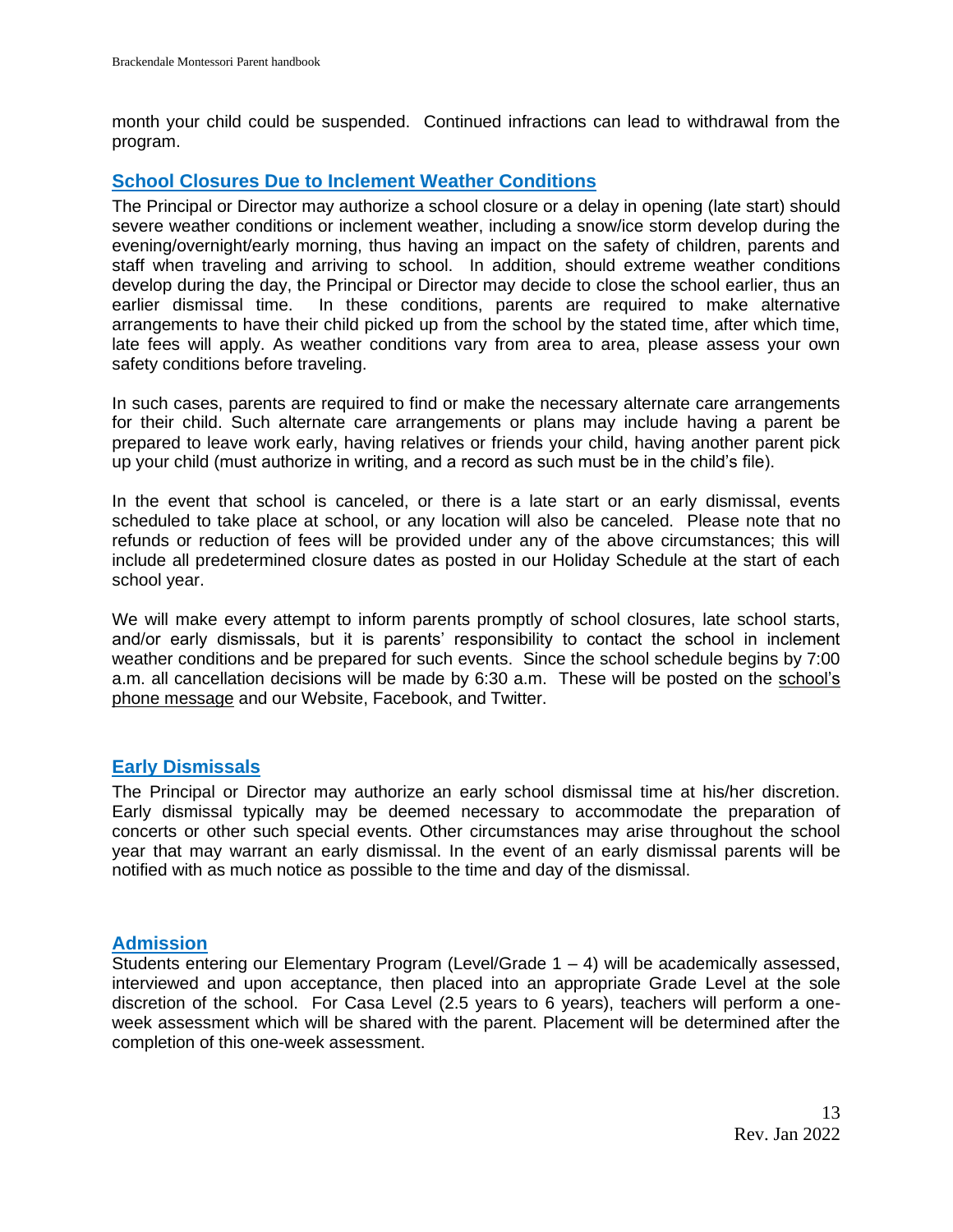month your child could be suspended.  Continued infractions can lead to withdrawal from the program.

## School Closures Due to Inclement Weather Conditions

The Principal or Director may authorize a school closure or a delay in opening (late start) should severe weather conditions or inclement weather, including a snow/ice storm develop during the evening/overnight/early morning, thus having an impact on the safety of children, parents and staff when traveling and arriving to school.  In addition, should extreme weather conditions develop during the day, the Principal or Director may decide to close the school earlier, thus an earlier dismissal time.  In these conditions, parents are required to make alternative arrangements to have their child picked up from the school by the stated time, after which time, late fees will apply. As weather conditions vary from area to area, please assess your own safety conditions before traveling.

In such cases, parents are required to find or make the necessary alternate care arrangements for their child. Such alternate care arrangements or plans may include having a parent be prepared to leave work early, having relatives or friends your child, having another parent pick up your child (must authorize in writing, and a record as such must be in the child's file).

In the event that school is canceled, or there is a late start or an early dismissal, events scheduled to take place at school, or any location will also be canceled.  Please note that no refunds or reduction of fees will be provided under any of the above circumstances; this will include all predetermined closure dates as posted in our Holiday Schedule at the start of each school year.

We will make every attempt to inform parents promptly of school closures, late school starts, and/or early dismissals, but it is parents' responsibility to contact the school in inclement weather conditions and be prepared for such events.  Since the school schedule begins by 7:00 a.m. all cancellation decisions will be made by 6:30 a.m.  These will be posted on the school's phone message and our Website, Facebook, and Twitter.

## Early Dismissals

The Principal or Director may authorize an early school dismissal time at his/her discretion. Early dismissal typically may be deemed necessary to accommodate the preparation of concerts or other such special events. Other circumstances may arise throughout the school year that may warrant an early dismissal. In the event of an early dismissal parents will be notified with as much notice as possible to the time and day of the dismissal.

## Admission

Students entering our Elementary Program (Level/Grade 1 – 4) will be academically assessed, interviewed and upon acceptance, then placed into an appropriate Grade Level at the sole discretion of the school.  For Casa Level (2.5 years to 6 years), teachers will perform a one-week assessment which will be shared with the parent. Placement will be determined after the completion of this one-week assessment.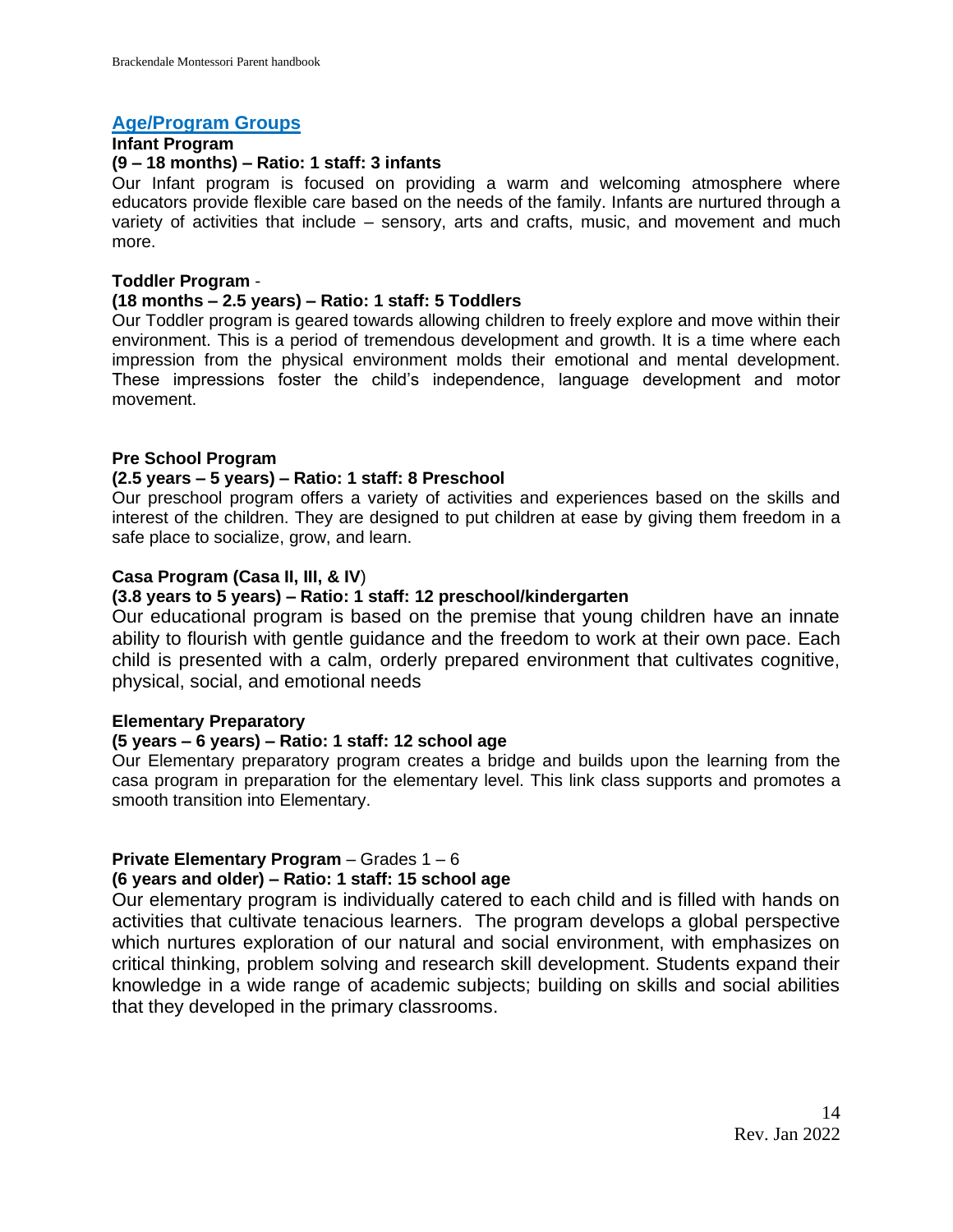## Age/Program Groups

**Infant Program**

**(9 – 18 months) – Ratio: 1 staff: 3 infants**

Our Infant program is focused on providing a warm and welcoming atmosphere where educators provide flexible care based on the needs of the family. Infants are nurtured through a variety of activities that include – sensory, arts and crafts, music, and movement and much more.

**Toddler Program** -

**(18 months – 2.5 years) – Ratio: 1 staff: 5 Toddlers**

Our Toddler program is geared towards allowing children to freely explore and move within their environment. This is a period of tremendous development and growth. It is a time where each impression from the physical environment molds their emotional and mental development. These impressions foster the child's independence, language development and motor movement.

**Pre School Program**

**(2.5 years – 5 years) – Ratio: 1 staff: 8 Preschool**

Our preschool program offers a variety of activities and experiences based on the skills and interest of the children. They are designed to put children at ease by giving them freedom in a safe place to socialize, grow, and learn.

**Casa Program (Casa II, III, & IV**)

**(3.8 years to 5 years) – Ratio: 1 staff: 12 preschool/kindergarten**

Our educational program is based on the premise that young children have an innate ability to flourish with gentle guidance and the freedom to work at their own pace. Each child is presented with a calm, orderly prepared environment that cultivates cognitive, physical, social, and emotional needs

**Elementary Preparatory**

**(5 years – 6 years) – Ratio: 1 staff: 12 school age**

Our Elementary preparatory program creates a bridge and builds upon the learning from the casa program in preparation for the elementary level. This link class supports and promotes a smooth transition into Elementary.

**Private Elementary Program** – Grades 1 – 6

**(6 years and older) – Ratio: 1 staff: 15 school age**

Our elementary program is individually catered to each child and is filled with hands on activities that cultivate tenacious learners. The program develops a global perspective which nurtures exploration of our natural and social environment, with emphasizes on critical thinking, problem solving and research skill development. Students expand their knowledge in a wide range of academic subjects; building on skills and social abilities that they developed in the primary classrooms.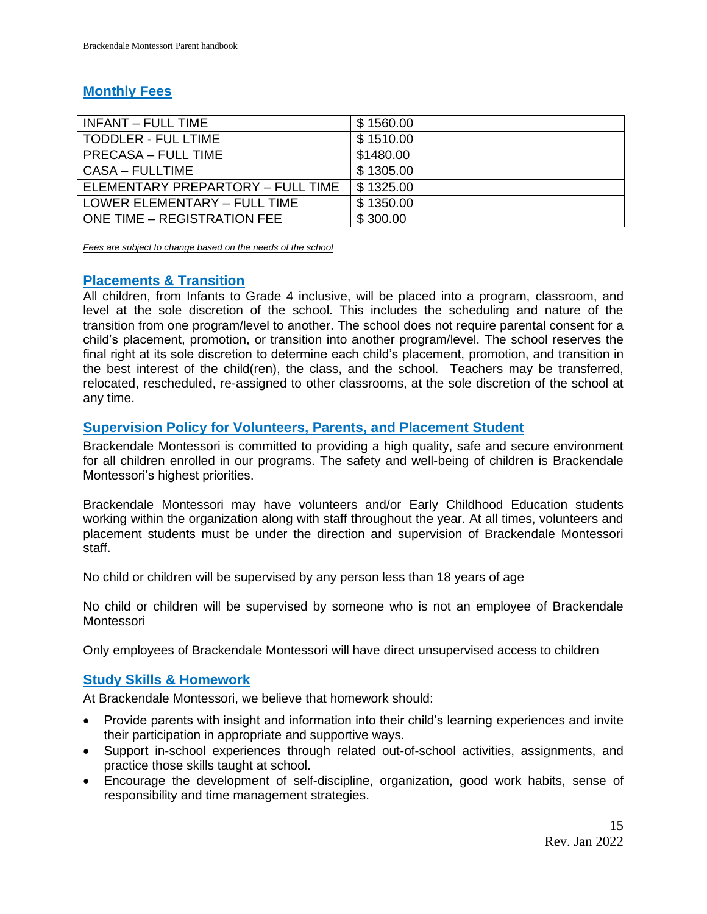## Monthly Fees

| INFANT – FULL TIME | $ 1560.00 |
|---|---|
| TODDLER - FUL LTIME | $ 1510.00 |
| PRECASA – FULL TIME | $1480.00 |
| CASA – FULLTIME | $ 1305.00 |
| ELEMENTARY PREPARTORY – FULL TIME | $ 1325.00 |
| LOWER ELEMENTARY – FULL TIME | $ 1350.00 |
| ONE TIME – REGISTRATION FEE | $ 300.00 |

*Fees are subject to change based on the needs of the school*

## Placements & Transition

All children, from Infants to Grade 4 inclusive, will be placed into a program, classroom, and level at the sole discretion of the school. This includes the scheduling and nature of the transition from one program/level to another. The school does not require parental consent for a child's placement, promotion, or transition into another program/level. The school reserves the final right at its sole discretion to determine each child's placement, promotion, and transition in the best interest of the child(ren), the class, and the school. Teachers may be transferred, relocated, rescheduled, re-assigned to other classrooms, at the sole discretion of the school at any time.

## Supervision Policy for Volunteers, Parents, and Placement Student

Brackendale Montessori is committed to providing a high quality, safe and secure environment for all children enrolled in our programs. The safety and well-being of children is Brackendale Montessori's highest priorities.

Brackendale Montessori may have volunteers and/or Early Childhood Education students working within the organization along with staff throughout the year. At all times, volunteers and placement students must be under the direction and supervision of Brackendale Montessori staff.

No child or children will be supervised by any person less than 18 years of age

No child or children will be supervised by someone who is not an employee of Brackendale Montessori

Only employees of Brackendale Montessori will have direct unsupervised access to children

## Study Skills & Homework

At Brackendale Montessori, we believe that homework should:

- Provide parents with insight and information into their child's learning experiences and invite their participation in appropriate and supportive ways.
- Support in-school experiences through related out-of-school activities, assignments, and practice those skills taught at school.
- Encourage the development of self-discipline, organization, good work habits, sense of responsibility and time management strategies.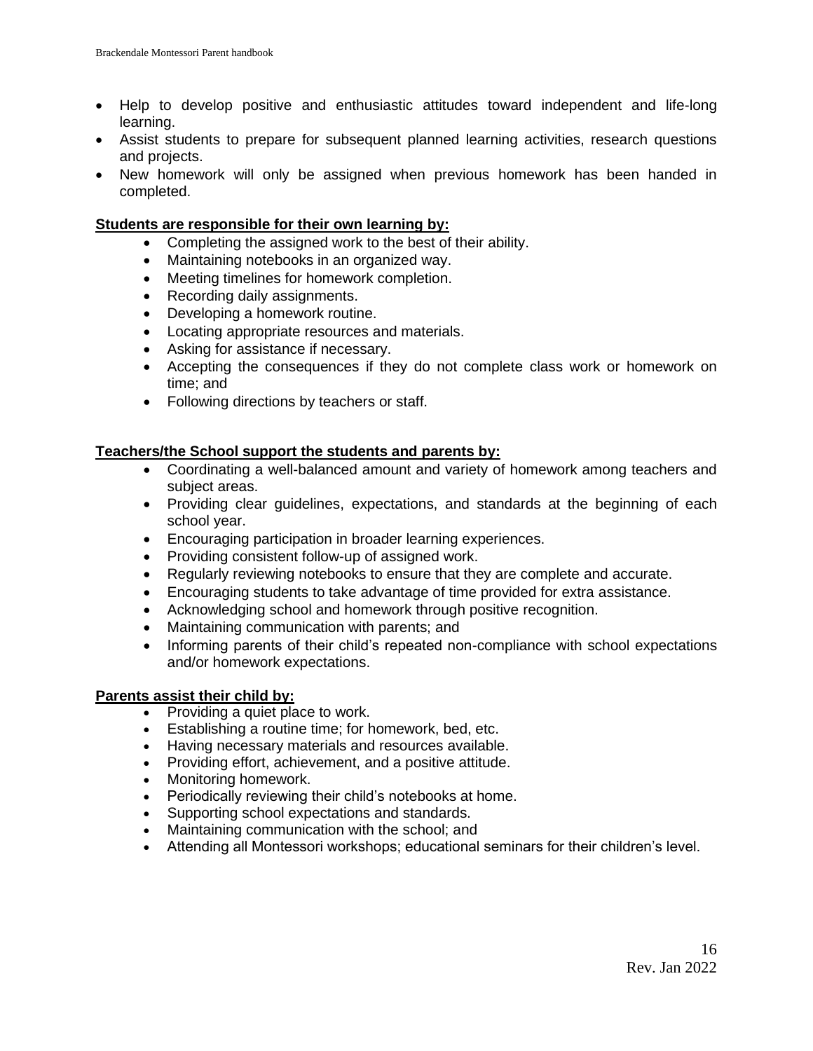- Help to develop positive and enthusiastic attitudes toward independent and life-long learning.
- Assist students to prepare for subsequent planned learning activities, research questions and projects.
- New homework will only be assigned when previous homework has been handed in completed.

**Students are responsible for their own learning by:**

- Completing the assigned work to the best of their ability.
- Maintaining notebooks in an organized way.
- Meeting timelines for homework completion.
- Recording daily assignments.
- Developing a homework routine.
- Locating appropriate resources and materials.
- Asking for assistance if necessary.
- Accepting the consequences if they do not complete class work or homework on time; and
- Following directions by teachers or staff.

**Teachers/the School support the students and parents by:**

- Coordinating a well-balanced amount and variety of homework among teachers and subject areas.
- Providing clear guidelines, expectations, and standards at the beginning of each school year.
- Encouraging participation in broader learning experiences.
- Providing consistent follow-up of assigned work.
- Regularly reviewing notebooks to ensure that they are complete and accurate.
- Encouraging students to take advantage of time provided for extra assistance.
- Acknowledging school and homework through positive recognition.
- Maintaining communication with parents; and
- Informing parents of their child's repeated non-compliance with school expectations and/or homework expectations.

**Parents assist their child by:**

- Providing a quiet place to work.
- Establishing a routine time; for homework, bed, etc.
- Having necessary materials and resources available.
- Providing effort, achievement, and a positive attitude.
- Monitoring homework.
- Periodically reviewing their child's notebooks at home.
- Supporting school expectations and standards.
- Maintaining communication with the school; and
- Attending all Montessori workshops; educational seminars for their children's level.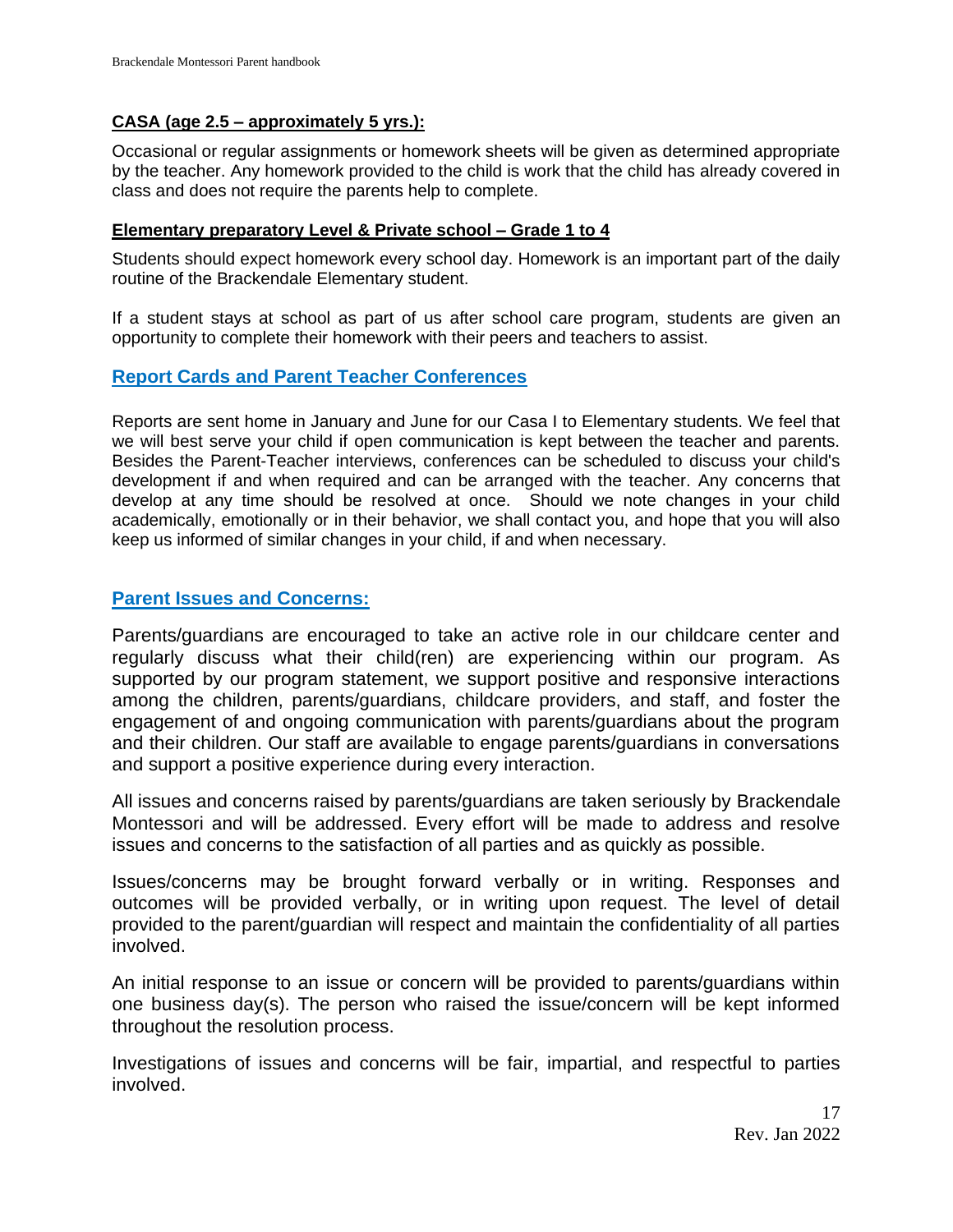**CASA (age 2.5 – approximately 5 yrs.):**

Occasional or regular assignments or homework sheets will be given as determined appropriate by the teacher. Any homework provided to the child is work that the child has already covered in class and does not require the parents help to complete.

**Elementary preparatory Level & Private school – Grade 1 to 4**

Students should expect homework every school day. Homework is an important part of the daily routine of the Brackendale Elementary student.

If a student stays at school as part of us after school care program, students are given an opportunity to complete their homework with their peers and teachers to assist.

## Report Cards and Parent Teacher Conferences

Reports are sent home in January and June for our Casa I to Elementary students. We feel that we will best serve your child if open communication is kept between the teacher and parents. Besides the Parent-Teacher interviews, conferences can be scheduled to discuss your child's development if and when required and can be arranged with the teacher. Any concerns that develop at any time should be resolved at once. Should we note changes in your child academically, emotionally or in their behavior, we shall contact you, and hope that you will also keep us informed of similar changes in your child, if and when necessary.

## Parent Issues and Concerns:

Parents/guardians are encouraged to take an active role in our childcare center and regularly discuss what their child(ren) are experiencing within our program. As supported by our program statement, we support positive and responsive interactions among the children, parents/guardians, childcare providers, and staff, and foster the engagement of and ongoing communication with parents/guardians about the program and their children. Our staff are available to engage parents/guardians in conversations and support a positive experience during every interaction.

All issues and concerns raised by parents/guardians are taken seriously by Brackendale Montessori and will be addressed. Every effort will be made to address and resolve issues and concerns to the satisfaction of all parties and as quickly as possible.

Issues/concerns may be brought forward verbally or in writing. Responses and outcomes will be provided verbally, or in writing upon request. The level of detail provided to the parent/guardian will respect and maintain the confidentiality of all parties involved.

An initial response to an issue or concern will be provided to parents/guardians within one business day(s). The person who raised the issue/concern will be kept informed throughout the resolution process.

Investigations of issues and concerns will be fair, impartial, and respectful to parties involved.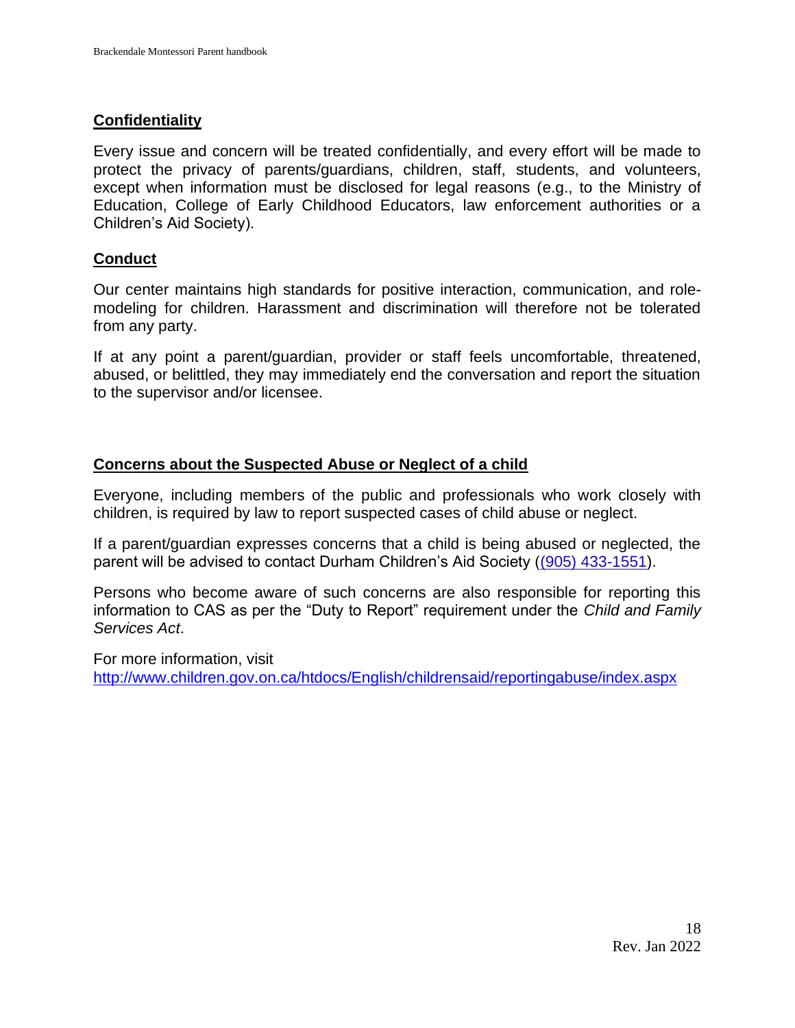## Confidentiality

Every issue and concern will be treated confidentially, and every effort will be made to protect the privacy of parents/guardians, children, staff, students, and volunteers, except when information must be disclosed for legal reasons (e.g., to the Ministry of Education, College of Early Childhood Educators, law enforcement authorities or a Children's Aid Society).

## Conduct

Our center maintains high standards for positive interaction, communication, and role-modeling for children. Harassment and discrimination will therefore not be tolerated from any party.

If at any point a parent/guardian, provider or staff feels uncomfortable, threatened, abused, or belittled, they may immediately end the conversation and report the situation to the supervisor and/or licensee.

## Concerns about the Suspected Abuse or Neglect of a child

Everyone, including members of the public and professionals who work closely with children, is required by law to report suspected cases of child abuse or neglect.

If a parent/guardian expresses concerns that a child is being abused or neglected, the parent will be advised to contact Durham Children's Aid Society ((905) 433-1551).

Persons who become aware of such concerns are also responsible for reporting this information to CAS as per the "Duty to Report" requirement under the *Child and Family Services Act*.

For more information, visit http://www.children.gov.on.ca/htdocs/English/childrensaid/reportingabuse/index.aspx

Rev. Jan 2022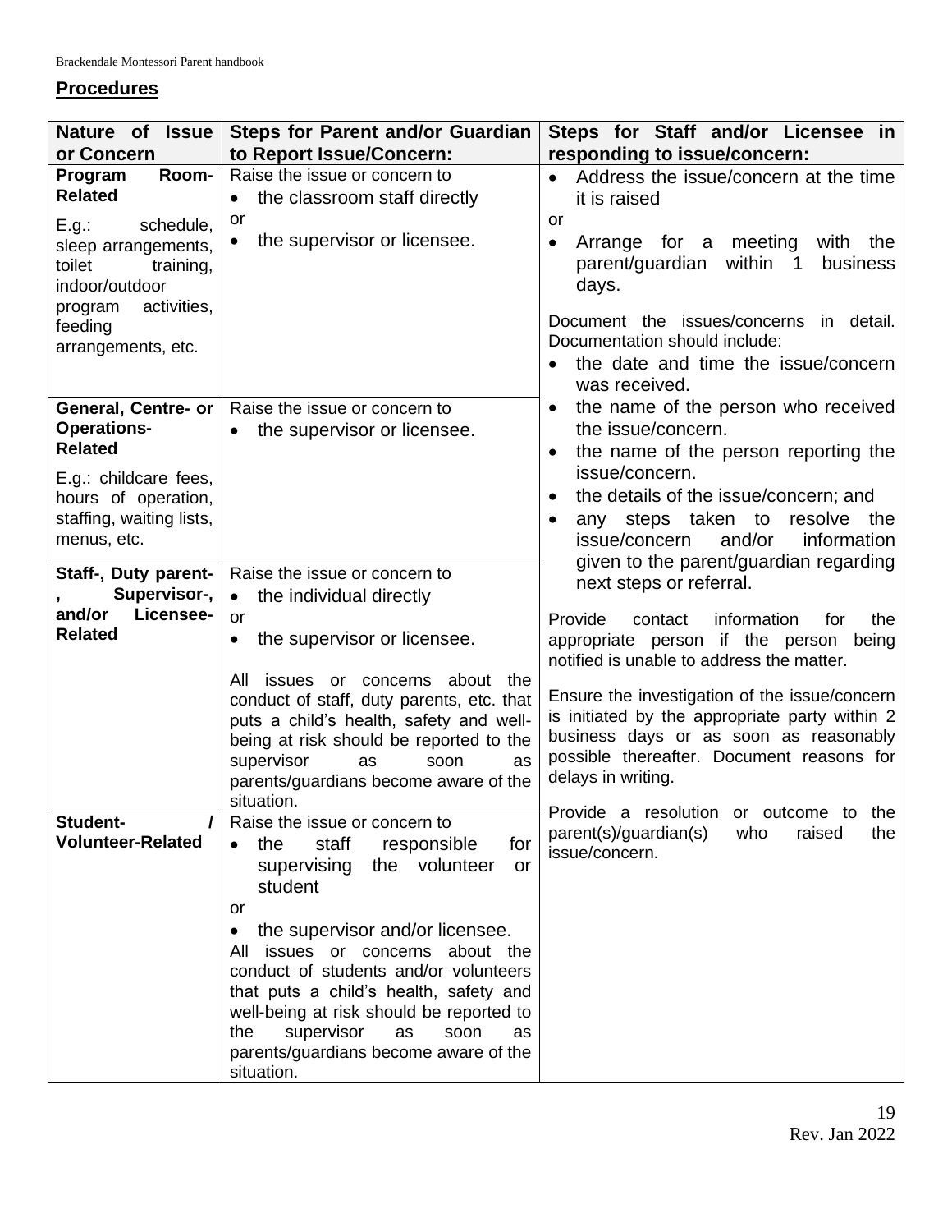## Procedures

| Nature of Issue or Concern | Steps for Parent and/or Guardian to Report Issue/Concern: | Steps for Staff and/or Licensee in responding to issue/concern: |
|---|---|---|
| **Program Room-Related**<br><br>E.g.: schedule, sleep arrangements, toilet training, indoor/outdoor program activities, feeding arrangements, etc. | Raise the issue or concern to<br>• the classroom staff directly<br>or<br>• the supervisor or licensee. | • Address the issue/concern at the time it is raised<br>or<br>• Arrange for a meeting with the parent/guardian within 1 business days.<br><br>Document the issues/concerns in detail. Documentation should include:<br>• the date and time the issue/concern was received.<br>• the name of the person who received the issue/concern.<br>• the name of the person reporting the issue/concern.<br>• the details of the issue/concern; and<br>• any steps taken to resolve the issue/concern and/or information given to the parent/guardian regarding next steps or referral.<br><br>Provide contact information for the appropriate person if the person being notified is unable to address the matter.<br><br>Ensure the investigation of the issue/concern is initiated by the appropriate party within 2 business days or as soon as reasonably possible thereafter. Document reasons for delays in writing.<br><br>Provide a resolution or outcome to the parent(s)/guardian(s) who raised the issue/concern. |
| **General, Centre- or Operations-Related**<br><br>E.g.: childcare fees, hours of operation, staffing, waiting lists, menus, etc. | Raise the issue or concern to<br>• the supervisor or licensee. | |
| **Staff-, Duty parent-, Supervisor-, and/or Licensee-Related** | Raise the issue or concern to<br>• the individual directly<br>or<br>• the supervisor or licensee.<br><br>All issues or concerns about the conduct of staff, duty parents, etc. that puts a child's health, safety and well-being at risk should be reported to the supervisor as soon as parents/guardians become aware of the situation. | |
| **Student- / Volunteer-Related** | Raise the issue or concern to<br>• the staff responsible for supervising the volunteer or student<br>or<br>• the supervisor and/or licensee.<br>All issues or concerns about the conduct of students and/or volunteers that puts a child's health, safety and well-being at risk should be reported to the supervisor as soon as parents/guardians become aware of the situation. | |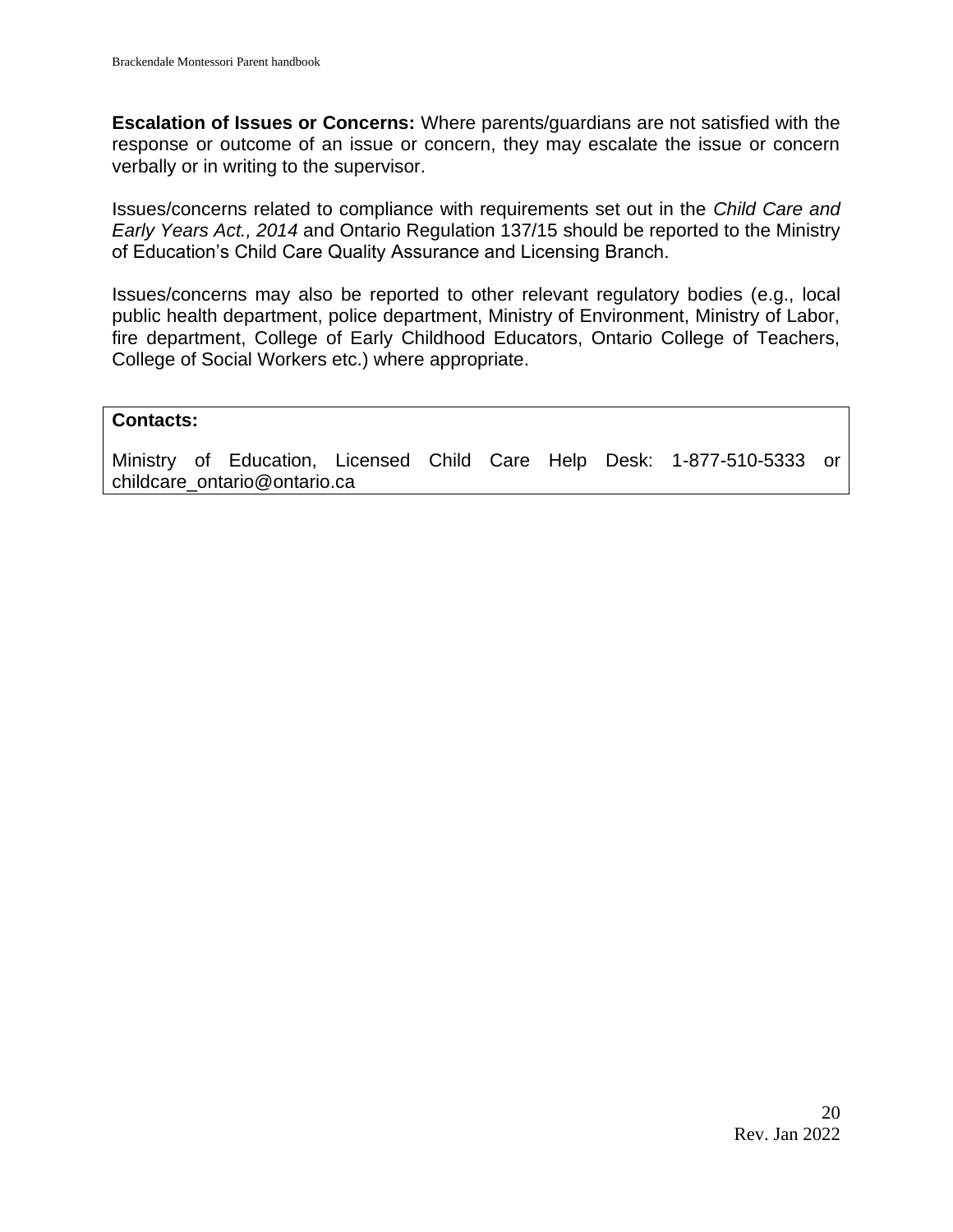**Escalation of Issues or Concerns:** Where parents/guardians are not satisfied with the response or outcome of an issue or concern, they may escalate the issue or concern verbally or in writing to the supervisor.

Issues/concerns related to compliance with requirements set out in the *Child Care and Early Years Act., 2014* and Ontario Regulation 137/15 should be reported to the Ministry of Education's Child Care Quality Assurance and Licensing Branch.

Issues/concerns may also be reported to other relevant regulatory bodies (e.g., local public health department, police department, Ministry of Environment, Ministry of Labor, fire department, College of Early Childhood Educators, Ontario College of Teachers, College of Social Workers etc.) where appropriate.

| **Contacts:** |
| --- |
| Ministry of Education, Licensed Child Care Help Desk: 1-877-510-5333 or childcare_ontario@ontario.ca |

Rev. Jan 2022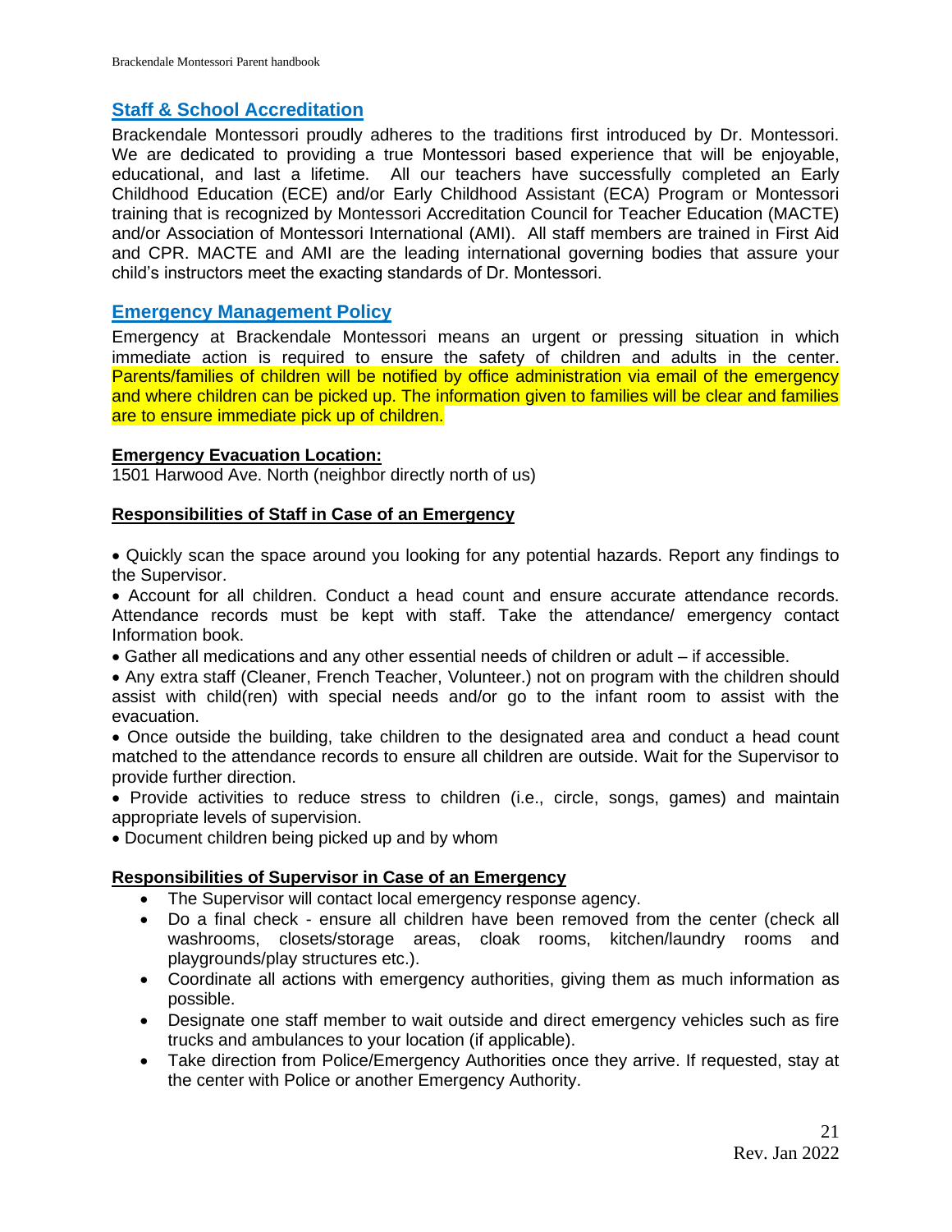## Staff & School Accreditation

Brackendale Montessori proudly adheres to the traditions first introduced by Dr. Montessori. We are dedicated to providing a true Montessori based experience that will be enjoyable, educational, and last a lifetime. All our teachers have successfully completed an Early Childhood Education (ECE) and/or Early Childhood Assistant (ECA) Program or Montessori training that is recognized by Montessori Accreditation Council for Teacher Education (MACTE) and/or Association of Montessori International (AMI). All staff members are trained in First Aid and CPR. MACTE and AMI are the leading international governing bodies that assure your child's instructors meet the exacting standards of Dr. Montessori.

## Emergency Management Policy

Emergency at Brackendale Montessori means an urgent or pressing situation in which immediate action is required to ensure the safety of children and adults in the center. Parents/families of children will be notified by office administration via email of the emergency and where children can be picked up. The information given to families will be clear and families are to ensure immediate pick up of children.

**Emergency Evacuation Location:**
1501 Harwood Ave. North (neighbor directly north of us)

**Responsibilities of Staff in Case of an Emergency**

- Quickly scan the space around you looking for any potential hazards. Report any findings to the Supervisor.
- Account for all children. Conduct a head count and ensure accurate attendance records. Attendance records must be kept with staff. Take the attendance/ emergency contact Information book.
- Gather all medications and any other essential needs of children or adult – if accessible.
- Any extra staff (Cleaner, French Teacher, Volunteer.) not on program with the children should assist with child(ren) with special needs and/or go to the infant room to assist with the evacuation.
- Once outside the building, take children to the designated area and conduct a head count matched to the attendance records to ensure all children are outside. Wait for the Supervisor to provide further direction.
- Provide activities to reduce stress to children (i.e., circle, songs, games) and maintain appropriate levels of supervision.
- Document children being picked up and by whom

**Responsibilities of Supervisor in Case of an Emergency**

- The Supervisor will contact local emergency response agency.
- Do a final check - ensure all children have been removed from the center (check all washrooms, closets/storage areas, cloak rooms, kitchen/laundry rooms and playgrounds/play structures etc.).
- Coordinate all actions with emergency authorities, giving them as much information as possible.
- Designate one staff member to wait outside and direct emergency vehicles such as fire trucks and ambulances to your location (if applicable).
- Take direction from Police/Emergency Authorities once they arrive. If requested, stay at the center with Police or another Emergency Authority.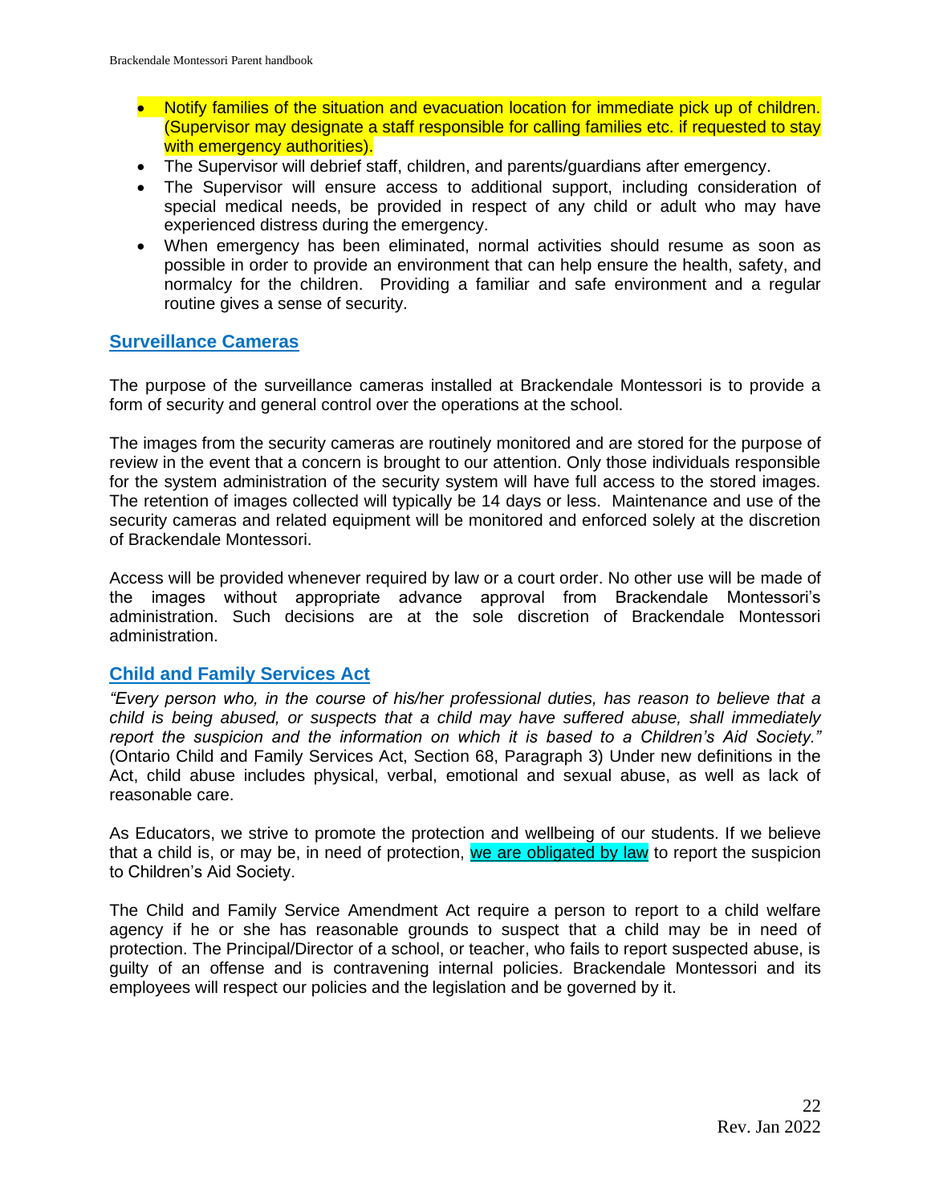- Notify families of the situation and evacuation location for immediate pick up of children. (Supervisor may designate a staff responsible for calling families etc. if requested to stay with emergency authorities).
- The Supervisor will debrief staff, children, and parents/guardians after emergency.
- The Supervisor will ensure access to additional support, including consideration of special medical needs, be provided in respect of any child or adult who may have experienced distress during the emergency.
- When emergency has been eliminated, normal activities should resume as soon as possible in order to provide an environment that can help ensure the health, safety, and normalcy for the children. Providing a familiar and safe environment and a regular routine gives a sense of security.

## Surveillance Cameras

The purpose of the surveillance cameras installed at Brackendale Montessori is to provide a form of security and general control over the operations at the school.

The images from the security cameras are routinely monitored and are stored for the purpose of review in the event that a concern is brought to our attention. Only those individuals responsible for the system administration of the security system will have full access to the stored images. The retention of images collected will typically be 14 days or less. Maintenance and use of the security cameras and related equipment will be monitored and enforced solely at the discretion of Brackendale Montessori.

Access will be provided whenever required by law or a court order. No other use will be made of the images without appropriate advance approval from Brackendale Montessori's administration. Such decisions are at the sole discretion of Brackendale Montessori administration.

## Child and Family Services Act

*"Every person who, in the course of his/her professional duties, has reason to believe that a child is being abused, or suspects that a child may have suffered abuse, shall immediately report the suspicion and the information on which it is based to a Children's Aid Society."* (Ontario Child and Family Services Act, Section 68, Paragraph 3) Under new definitions in the Act, child abuse includes physical, verbal, emotional and sexual abuse, as well as lack of reasonable care.

As Educators, we strive to promote the protection and wellbeing of our students. If we believe that a child is, or may be, in need of protection, we are obligated by law to report the suspicion to Children's Aid Society.

The Child and Family Service Amendment Act require a person to report to a child welfare agency if he or she has reasonable grounds to suspect that a child may be in need of protection. The Principal/Director of a school, or teacher, who fails to report suspected abuse, is guilty of an offense and is contravening internal policies. Brackendale Montessori and its employees will respect our policies and the legislation and be governed by it.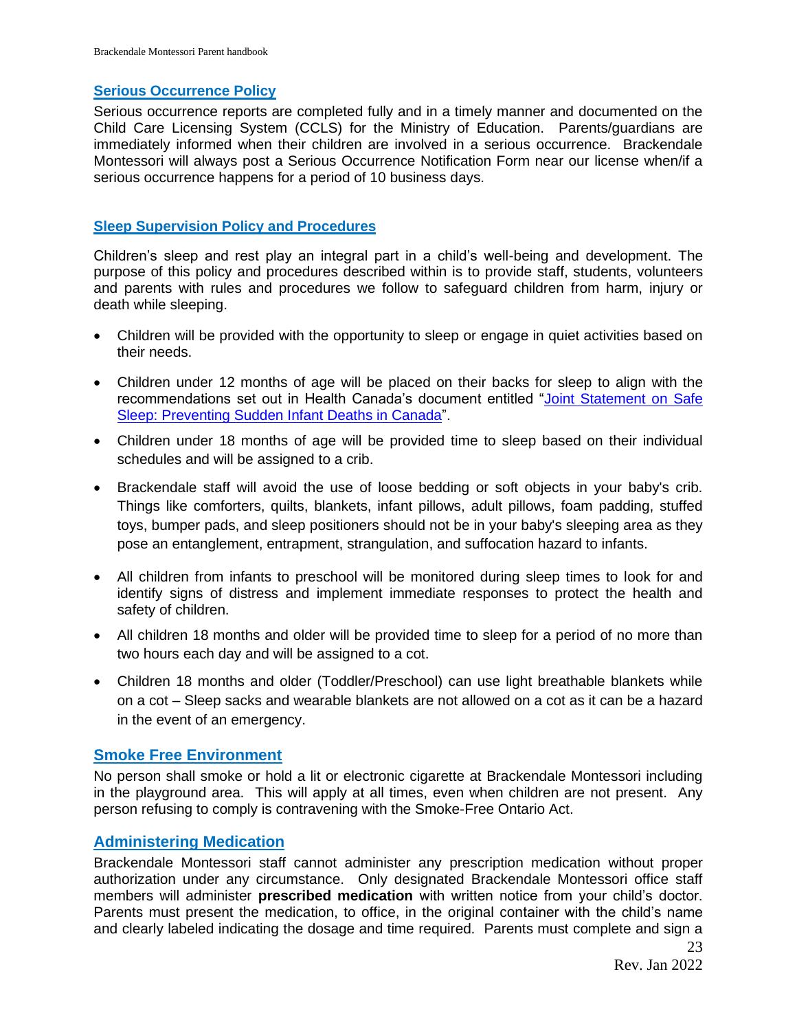## Serious Occurrence Policy

Serious occurrence reports are completed fully and in a timely manner and documented on the Child Care Licensing System (CCLS) for the Ministry of Education. Parents/guardians are immediately informed when their children are involved in a serious occurrence. Brackendale Montessori will always post a Serious Occurrence Notification Form near our license when/if a serious occurrence happens for a period of 10 business days.

## Sleep Supervision Policy and Procedures

Children's sleep and rest play an integral part in a child's well-being and development. The purpose of this policy and procedures described within is to provide staff, students, volunteers and parents with rules and procedures we follow to safeguard children from harm, injury or death while sleeping.

- Children will be provided with the opportunity to sleep or engage in quiet activities based on their needs.
- Children under 12 months of age will be placed on their backs for sleep to align with the recommendations set out in Health Canada's document entitled "Joint Statement on Safe Sleep: Preventing Sudden Infant Deaths in Canada".
- Children under 18 months of age will be provided time to sleep based on their individual schedules and will be assigned to a crib.
- Brackendale staff will avoid the use of loose bedding or soft objects in your baby's crib. Things like comforters, quilts, blankets, infant pillows, adult pillows, foam padding, stuffed toys, bumper pads, and sleep positioners should not be in your baby's sleeping area as they pose an entanglement, entrapment, strangulation, and suffocation hazard to infants.
- All children from infants to preschool will be monitored during sleep times to look for and identify signs of distress and implement immediate responses to protect the health and safety of children.
- All children 18 months and older will be provided time to sleep for a period of no more than two hours each day and will be assigned to a cot.
- Children 18 months and older (Toddler/Preschool) can use light breathable blankets while on a cot – Sleep sacks and wearable blankets are not allowed on a cot as it can be a hazard in the event of an emergency.

## Smoke Free Environment

No person shall smoke or hold a lit or electronic cigarette at Brackendale Montessori including in the playground area. This will apply at all times, even when children are not present. Any person refusing to comply is contravening with the Smoke-Free Ontario Act.

## Administering Medication

Brackendale Montessori staff cannot administer any prescription medication without proper authorization under any circumstance. Only designated Brackendale Montessori office staff members will administer **prescribed medication** with written notice from your child's doctor. Parents must present the medication, to office, in the original container with the child's name and clearly labeled indicating the dosage and time required. Parents must complete and sign a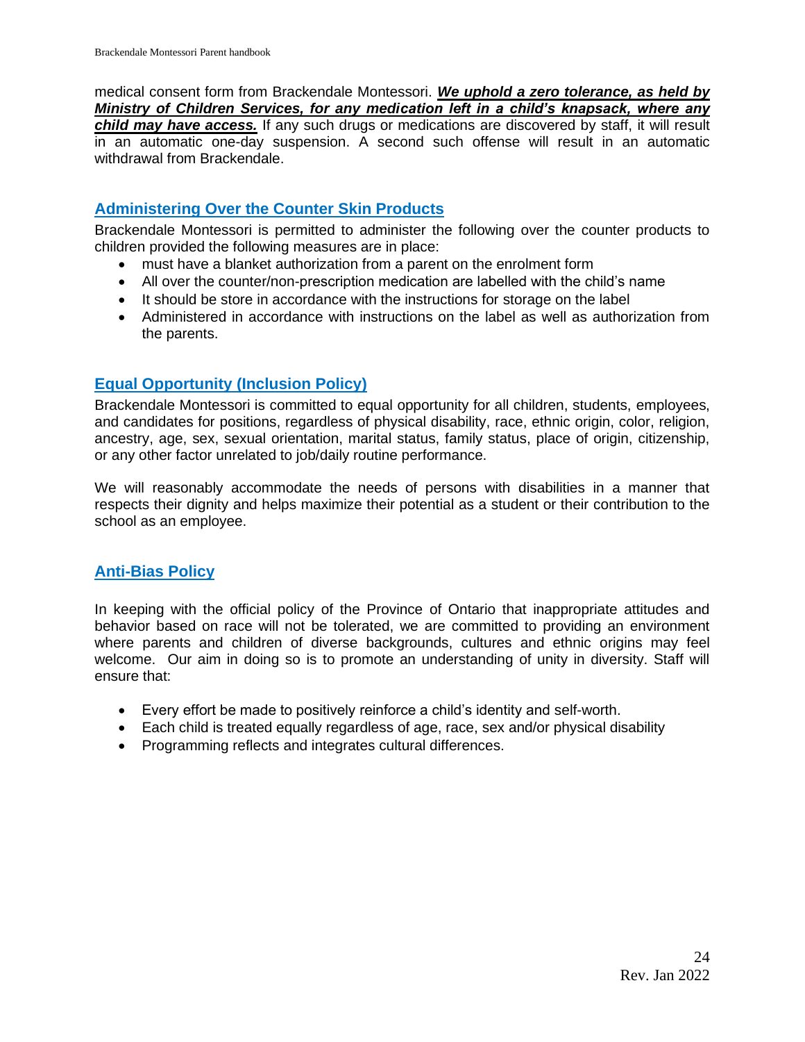medical consent form from Brackendale Montessori. ***We uphold a zero tolerance, as held by Ministry of Children Services, for any medication left in a child's knapsack, where any child may have access.*** If any such drugs or medications are discovered by staff, it will result in an automatic one-day suspension. A second such offense will result in an automatic withdrawal from Brackendale.

## Administering Over the Counter Skin Products

Brackendale Montessori is permitted to administer the following over the counter products to children provided the following measures are in place:

- must have a blanket authorization from a parent on the enrolment form
- All over the counter/non-prescription medication are labelled with the child's name
- It should be store in accordance with the instructions for storage on the label
- Administered in accordance with instructions on the label as well as authorization from the parents.

## Equal Opportunity (Inclusion Policy)

Brackendale Montessori is committed to equal opportunity for all children, students, employees, and candidates for positions, regardless of physical disability, race, ethnic origin, color, religion, ancestry, age, sex, sexual orientation, marital status, family status, place of origin, citizenship, or any other factor unrelated to job/daily routine performance.

We will reasonably accommodate the needs of persons with disabilities in a manner that respects their dignity and helps maximize their potential as a student or their contribution to the school as an employee.

## Anti-Bias Policy

In keeping with the official policy of the Province of Ontario that inappropriate attitudes and behavior based on race will not be tolerated, we are committed to providing an environment where parents and children of diverse backgrounds, cultures and ethnic origins may feel welcome. Our aim in doing so is to promote an understanding of unity in diversity. Staff will ensure that:

- Every effort be made to positively reinforce a child's identity and self-worth.
- Each child is treated equally regardless of age, race, sex and/or physical disability
- Programming reflects and integrates cultural differences.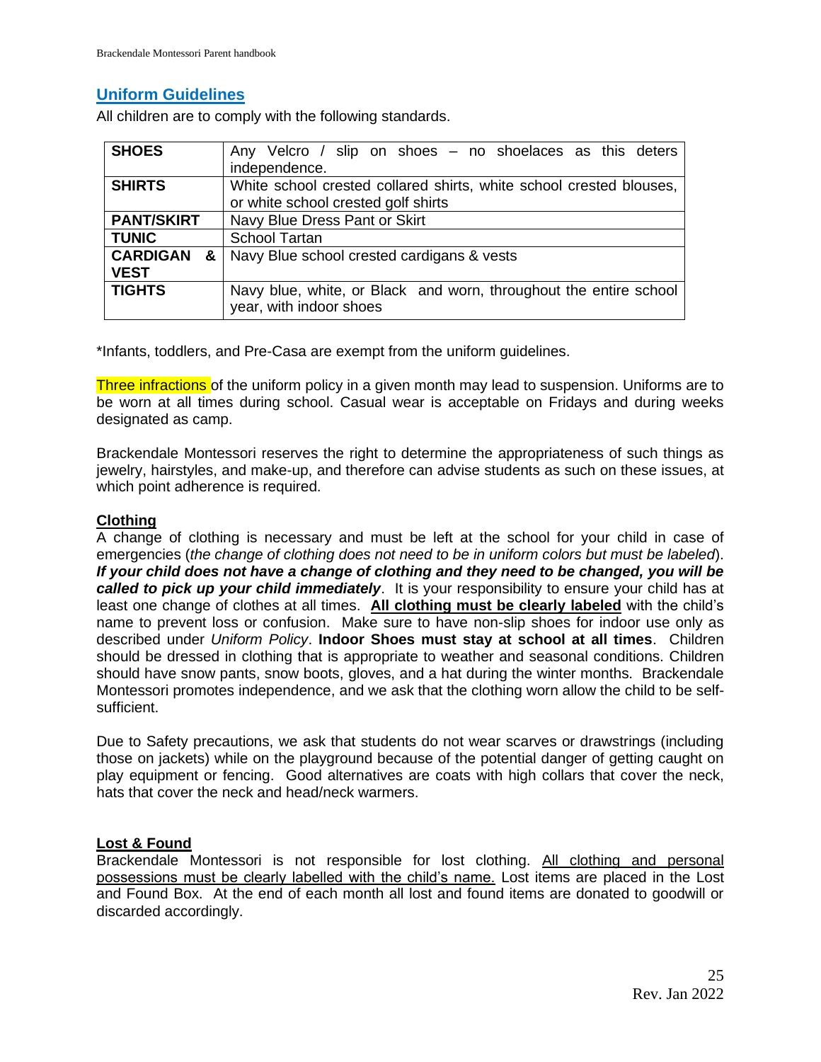## Uniform Guidelines

All children are to comply with the following standards.

| | |
|---|---|
| **SHOES** | Any Velcro / slip on shoes – no shoelaces as this deters independence. |
| **SHIRTS** | White school crested collared shirts, white school crested blouses, or white school crested golf shirts |
| **PANT/SKIRT** | Navy Blue Dress Pant or Skirt |
| **TUNIC** | School Tartan |
| **CARDIGAN & VEST** | Navy Blue school crested cardigans & vests |
| **TIGHTS** | Navy blue, white, or Black and worn, throughout the entire school year, with indoor shoes |

*Infants, toddlers, and Pre-Casa are exempt from the uniform guidelines.

Three infractions of the uniform policy in a given month may lead to suspension. Uniforms are to be worn at all times during school. Casual wear is acceptable on Fridays and during weeks designated as camp.

Brackendale Montessori reserves the right to determine the appropriateness of such things as jewelry, hairstyles, and make-up, and therefore can advise students as such on these issues, at which point adherence is required.

### Clothing

A change of clothing is necessary and must be left at the school for your child in case of emergencies (*the change of clothing does not need to be in uniform colors but must be labeled*). ***If your child does not have a change of clothing and they need to be changed, you will be called to pick up your child immediately***. It is your responsibility to ensure your child has at least one change of clothes at all times. **All clothing must be clearly labeled** with the child's name to prevent loss or confusion. Make sure to have non-slip shoes for indoor use only as described under *Uniform Policy*. **Indoor Shoes must stay at school at all times**. Children should be dressed in clothing that is appropriate to weather and seasonal conditions. Children should have snow pants, snow boots, gloves, and a hat during the winter months. Brackendale Montessori promotes independence, and we ask that the clothing worn allow the child to be self-sufficient.

Due to Safety precautions, we ask that students do not wear scarves or drawstrings (including those on jackets) while on the playground because of the potential danger of getting caught on play equipment or fencing. Good alternatives are coats with high collars that cover the neck, hats that cover the neck and head/neck warmers.

### Lost & Found

Brackendale Montessori is not responsible for lost clothing. All clothing and personal possessions must be clearly labelled with the child's name. Lost items are placed in the Lost and Found Box. At the end of each month all lost and found items are donated to goodwill or discarded accordingly.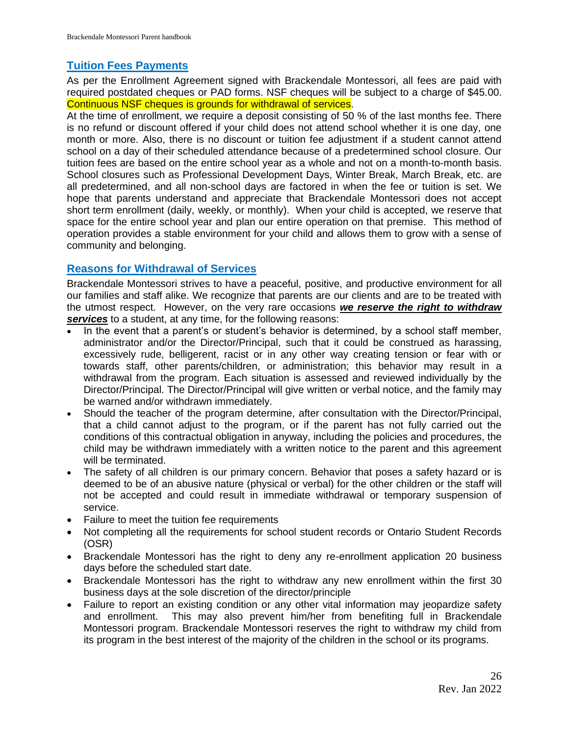## Tuition Fees Payments

As per the Enrollment Agreement signed with Brackendale Montessori, all fees are paid with required postdated cheques or PAD forms. NSF cheques will be subject to a charge of $45.00. Continuous NSF cheques is grounds for withdrawal of services.

At the time of enrollment, we require a deposit consisting of 50 % of the last months fee. There is no refund or discount offered if your child does not attend school whether it is one day, one month or more. Also, there is no discount or tuition fee adjustment if a student cannot attend school on a day of their scheduled attendance because of a predetermined school closure. Our tuition fees are based on the entire school year as a whole and not on a month-to-month basis. School closures such as Professional Development Days, Winter Break, March Break, etc. are all predetermined, and all non-school days are factored in when the fee or tuition is set. We hope that parents understand and appreciate that Brackendale Montessori does not accept short term enrollment (daily, weekly, or monthly). When your child is accepted, we reserve that space for the entire school year and plan our entire operation on that premise. This method of operation provides a stable environment for your child and allows them to grow with a sense of community and belonging.

## Reasons for Withdrawal of Services

Brackendale Montessori strives to have a peaceful, positive, and productive environment for all our families and staff alike. We recognize that parents are our clients and are to be treated with the utmost respect. However, on the very rare occasions ***we reserve the right to withdraw services*** to a student, at any time, for the following reasons:

- In the event that a parent's or student's behavior is determined, by a school staff member, administrator and/or the Director/Principal, such that it could be construed as harassing, excessively rude, belligerent, racist or in any other way creating tension or fear with or towards staff, other parents/children, or administration; this behavior may result in a withdrawal from the program. Each situation is assessed and reviewed individually by the Director/Principal. The Director/Principal will give written or verbal notice, and the family may be warned and/or withdrawn immediately.
- Should the teacher of the program determine, after consultation with the Director/Principal, that a child cannot adjust to the program, or if the parent has not fully carried out the conditions of this contractual obligation in anyway, including the policies and procedures, the child may be withdrawn immediately with a written notice to the parent and this agreement will be terminated.
- The safety of all children is our primary concern. Behavior that poses a safety hazard or is deemed to be of an abusive nature (physical or verbal) for the other children or the staff will not be accepted and could result in immediate withdrawal or temporary suspension of service.
- Failure to meet the tuition fee requirements
- Not completing all the requirements for school student records or Ontario Student Records (OSR)
- Brackendale Montessori has the right to deny any re-enrollment application 20 business days before the scheduled start date.
- Brackendale Montessori has the right to withdraw any new enrollment within the first 30 business days at the sole discretion of the director/principle
- Failure to report an existing condition or any other vital information may jeopardize safety and enrollment. This may also prevent him/her from benefiting full in Brackendale Montessori program. Brackendale Montessori reserves the right to withdraw my child from its program in the best interest of the majority of the children in the school or its programs.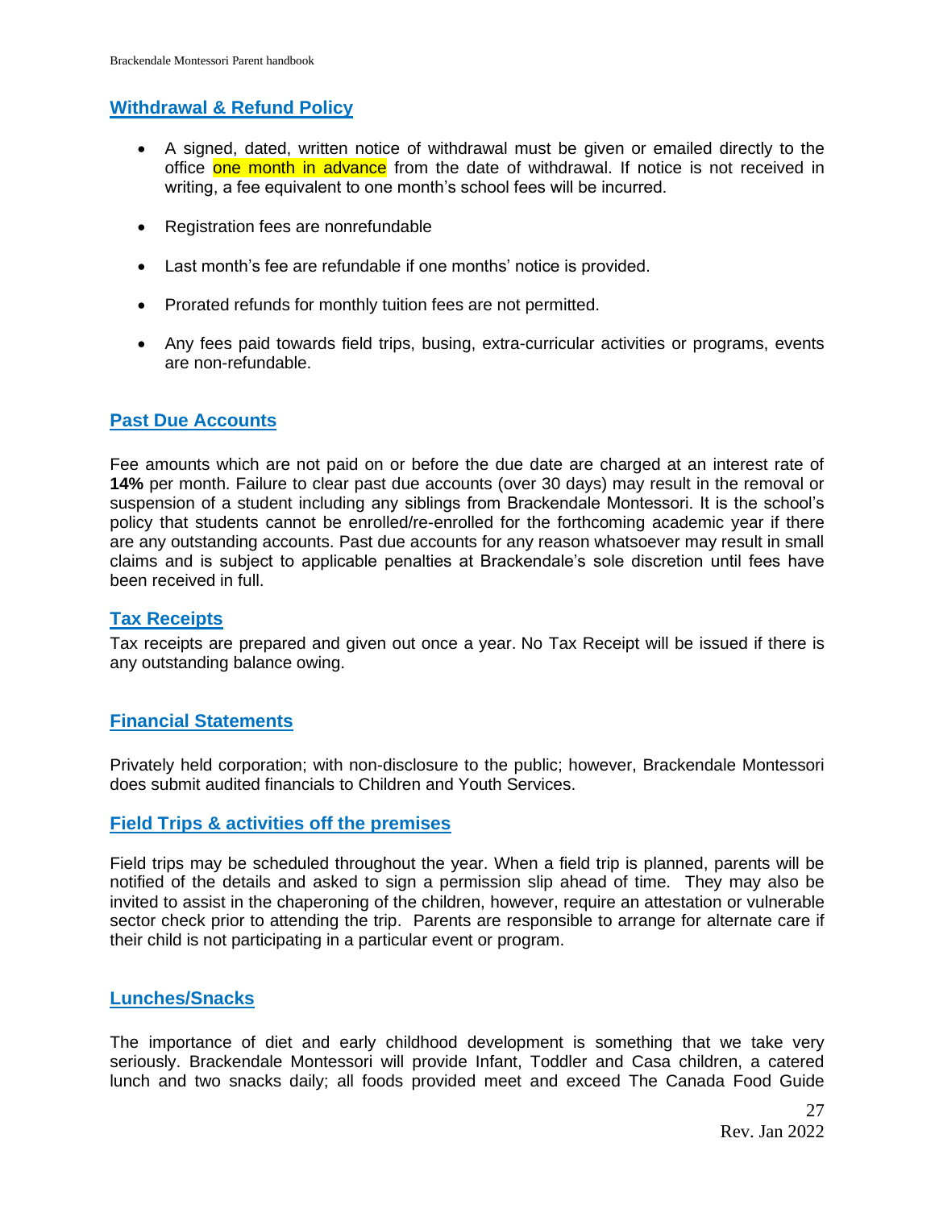## Withdrawal & Refund Policy

- A signed, dated, written notice of withdrawal must be given or emailed directly to the office one month in advance from the date of withdrawal. If notice is not received in writing, a fee equivalent to one month's school fees will be incurred.
- Registration fees are nonrefundable
- Last month's fee are refundable if one months' notice is provided.
- Prorated refunds for monthly tuition fees are not permitted.
- Any fees paid towards field trips, busing, extra-curricular activities or programs, events are non-refundable.

## Past Due Accounts

Fee amounts which are not paid on or before the due date are charged at an interest rate of **14%** per month. Failure to clear past due accounts (over 30 days) may result in the removal or suspension of a student including any siblings from Brackendale Montessori. It is the school's policy that students cannot be enrolled/re-enrolled for the forthcoming academic year if there are any outstanding accounts. Past due accounts for any reason whatsoever may result in small claims and is subject to applicable penalties at Brackendale's sole discretion until fees have been received in full.

## Tax Receipts

Tax receipts are prepared and given out once a year. No Tax Receipt will be issued if there is any outstanding balance owing.

## Financial Statements

Privately held corporation; with non-disclosure to the public; however, Brackendale Montessori does submit audited financials to Children and Youth Services.

## Field Trips & activities off the premises

Field trips may be scheduled throughout the year. When a field trip is planned, parents will be notified of the details and asked to sign a permission slip ahead of time. They may also be invited to assist in the chaperoning of the children, however, require an attestation or vulnerable sector check prior to attending the trip. Parents are responsible to arrange for alternate care if their child is not participating in a particular event or program.

## Lunches/Snacks

The importance of diet and early childhood development is something that we take very seriously. Brackendale Montessori will provide Infant, Toddler and Casa children, a catered lunch and two snacks daily; all foods provided meet and exceed The Canada Food Guide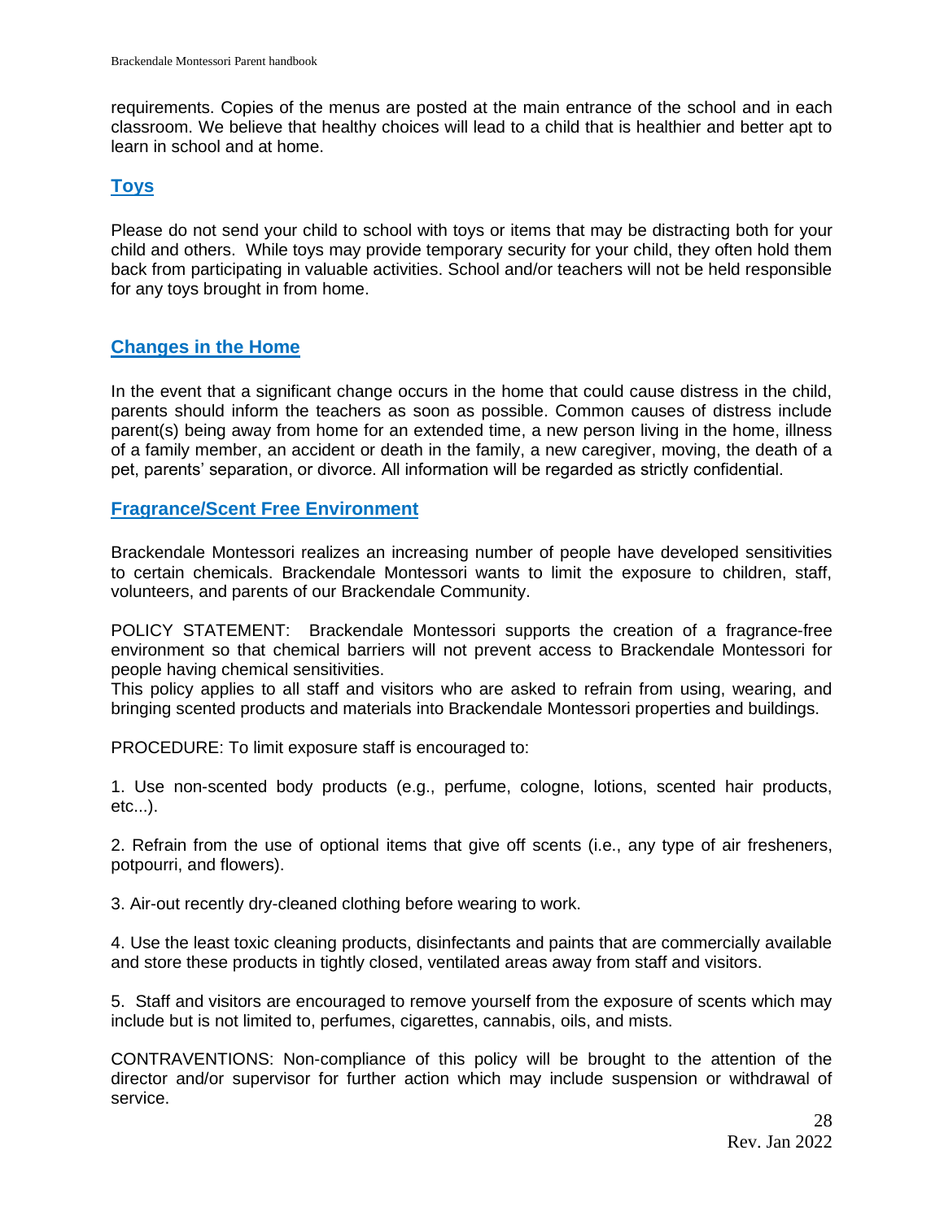requirements. Copies of the menus are posted at the main entrance of the school and in each classroom. We believe that healthy choices will lead to a child that is healthier and better apt to learn in school and at home.

## Toys

Please do not send your child to school with toys or items that may be distracting both for your child and others. While toys may provide temporary security for your child, they often hold them back from participating in valuable activities. School and/or teachers will not be held responsible for any toys brought in from home.

## Changes in the Home

In the event that a significant change occurs in the home that could cause distress in the child, parents should inform the teachers as soon as possible. Common causes of distress include parent(s) being away from home for an extended time, a new person living in the home, illness of a family member, an accident or death in the family, a new caregiver, moving, the death of a pet, parents' separation, or divorce. All information will be regarded as strictly confidential.

## Fragrance/Scent Free Environment

Brackendale Montessori realizes an increasing number of people have developed sensitivities to certain chemicals. Brackendale Montessori wants to limit the exposure to children, staff, volunteers, and parents of our Brackendale Community.

POLICY STATEMENT: Brackendale Montessori supports the creation of a fragrance-free environment so that chemical barriers will not prevent access to Brackendale Montessori for people having chemical sensitivities.
This policy applies to all staff and visitors who are asked to refrain from using, wearing, and bringing scented products and materials into Brackendale Montessori properties and buildings.

PROCEDURE: To limit exposure staff is encouraged to:

1. Use non-scented body products (e.g., perfume, cologne, lotions, scented hair products, etc...).

2. Refrain from the use of optional items that give off scents (i.e., any type of air fresheners, potpourri, and flowers).

3. Air-out recently dry-cleaned clothing before wearing to work.

4. Use the least toxic cleaning products, disinfectants and paints that are commercially available and store these products in tightly closed, ventilated areas away from staff and visitors.

5. Staff and visitors are encouraged to remove yourself from the exposure of scents which may include but is not limited to, perfumes, cigarettes, cannabis, oils, and mists.

CONTRAVENTIONS: Non-compliance of this policy will be brought to the attention of the director and/or supervisor for further action which may include suspension or withdrawal of service.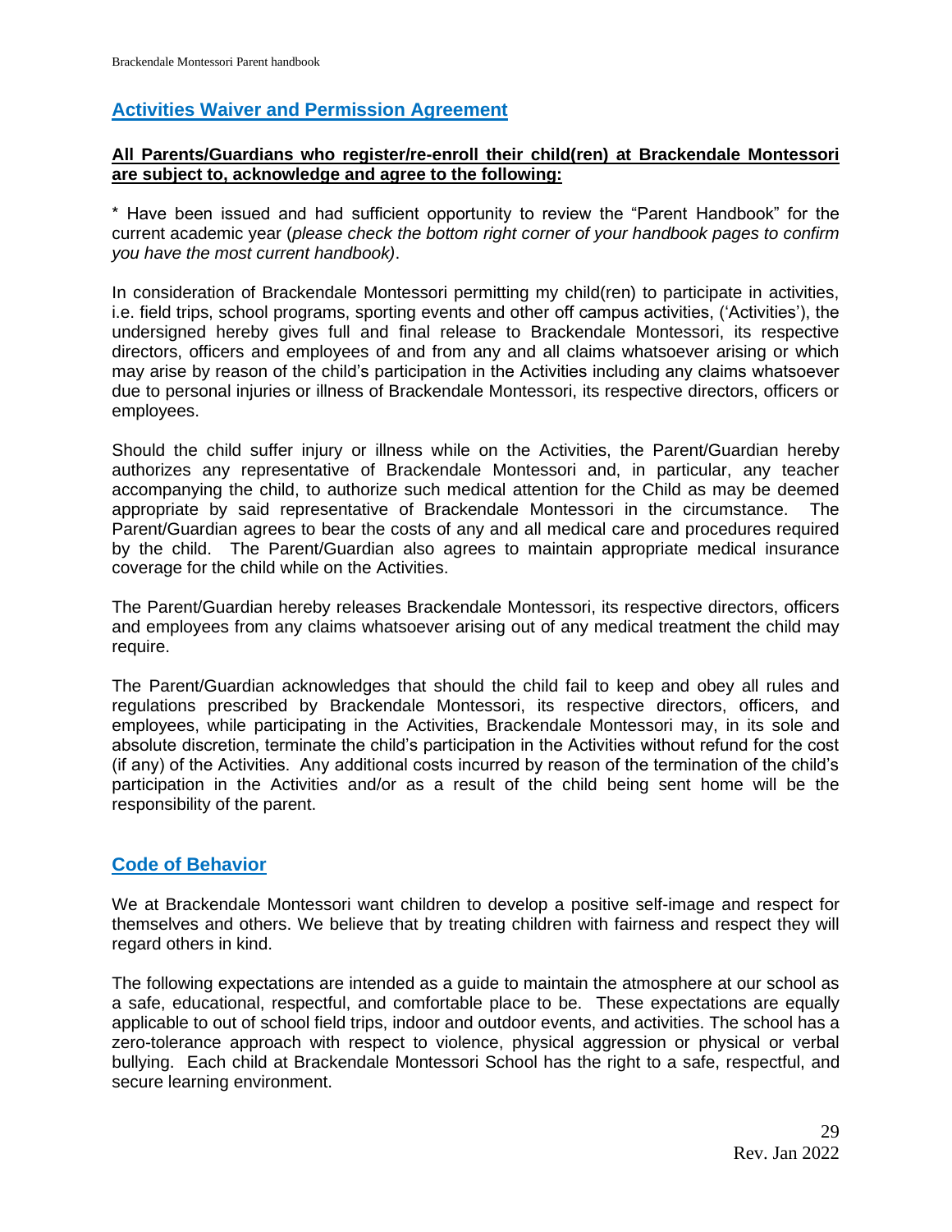## Activities Waiver and Permission Agreement

**All Parents/Guardians who register/re-enroll their child(ren) at Brackendale Montessori are subject to, acknowledge and agree to the following:**

* Have been issued and had sufficient opportunity to review the "Parent Handbook" for the current academic year (*please check the bottom right corner of your handbook pages to confirm you have the most current handbook)*.

In consideration of Brackendale Montessori permitting my child(ren) to participate in activities, i.e. field trips, school programs, sporting events and other off campus activities, ('Activities'), the undersigned hereby gives full and final release to Brackendale Montessori, its respective directors, officers and employees of and from any and all claims whatsoever arising or which may arise by reason of the child's participation in the Activities including any claims whatsoever due to personal injuries or illness of Brackendale Montessori, its respective directors, officers or employees.

Should the child suffer injury or illness while on the Activities, the Parent/Guardian hereby authorizes any representative of Brackendale Montessori and, in particular, any teacher accompanying the child, to authorize such medical attention for the Child as may be deemed appropriate by said representative of Brackendale Montessori in the circumstance. The Parent/Guardian agrees to bear the costs of any and all medical care and procedures required by the child. The Parent/Guardian also agrees to maintain appropriate medical insurance coverage for the child while on the Activities.

The Parent/Guardian hereby releases Brackendale Montessori, its respective directors, officers and employees from any claims whatsoever arising out of any medical treatment the child may require.

The Parent/Guardian acknowledges that should the child fail to keep and obey all rules and regulations prescribed by Brackendale Montessori, its respective directors, officers, and employees, while participating in the Activities, Brackendale Montessori may, in its sole and absolute discretion, terminate the child's participation in the Activities without refund for the cost (if any) of the Activities. Any additional costs incurred by reason of the termination of the child's participation in the Activities and/or as a result of the child being sent home will be the responsibility of the parent.

## Code of Behavior

We at Brackendale Montessori want children to develop a positive self-image and respect for themselves and others. We believe that by treating children with fairness and respect they will regard others in kind.

The following expectations are intended as a guide to maintain the atmosphere at our school as a safe, educational, respectful, and comfortable place to be. These expectations are equally applicable to out of school field trips, indoor and outdoor events, and activities. The school has a zero-tolerance approach with respect to violence, physical aggression or physical or verbal bullying. Each child at Brackendale Montessori School has the right to a safe, respectful, and secure learning environment.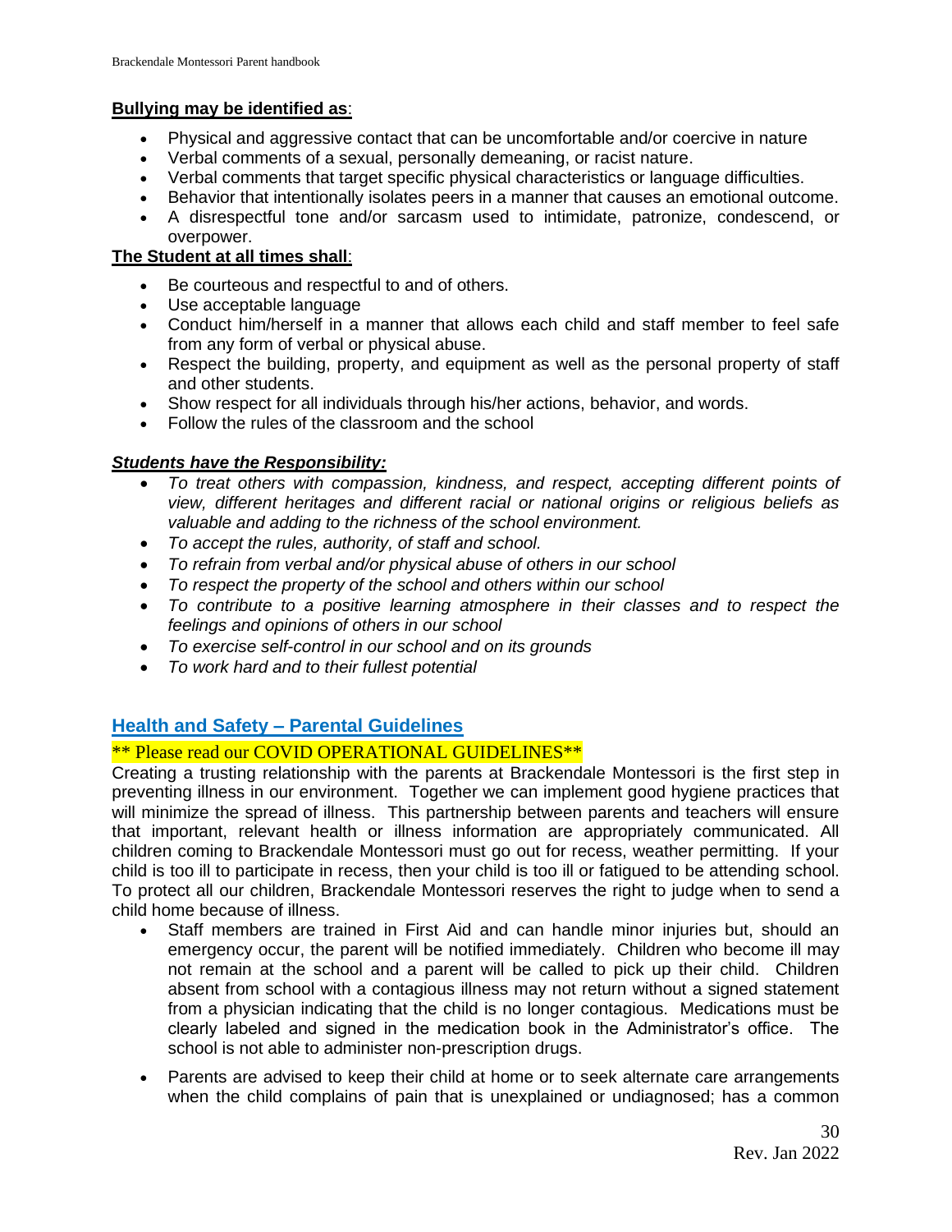**<u>Bullying may be identified as</u>**:

- Physical and aggressive contact that can be uncomfortable and/or coercive in nature
- Verbal comments of a sexual, personally demeaning, or racist nature.
- Verbal comments that target specific physical characteristics or language difficulties.
- Behavior that intentionally isolates peers in a manner that causes an emotional outcome.
- A disrespectful tone and/or sarcasm used to intimidate, patronize, condescend, or overpower.

**<u>The Student at all times shall</u>**:

- Be courteous and respectful to and of others.
- Use acceptable language
- Conduct him/herself in a manner that allows each child and staff member to feel safe from any form of verbal or physical abuse.
- Respect the building, property, and equipment as well as the personal property of staff and other students.
- Show respect for all individuals through his/her actions, behavior, and words.
- Follow the rules of the classroom and the school

***<u>Students have the Responsibility:</u>***

- *To treat others with compassion, kindness, and respect, accepting different points of view, different heritages and different racial or national origins or religious beliefs as valuable and adding to the richness of the school environment.*
- *To accept the rules, authority, of staff and school.*
- *To refrain from verbal and/or physical abuse of others in our school*
- *To respect the property of the school and others within our school*
- *To contribute to a positive learning atmosphere in their classes and to respect the feelings and opinions of others in our school*
- *To exercise self-control in our school and on its grounds*
- *To work hard and to their fullest potential*

## Health and Safety – Parental Guidelines

\*\* Please read our COVID OPERATIONAL GUIDELINES\*\*

Creating a trusting relationship with the parents at Brackendale Montessori is the first step in preventing illness in our environment. Together we can implement good hygiene practices that will minimize the spread of illness. This partnership between parents and teachers will ensure that important, relevant health or illness information are appropriately communicated. All children coming to Brackendale Montessori must go out for recess, weather permitting. If your child is too ill to participate in recess, then your child is too ill or fatigued to be attending school. To protect all our children, Brackendale Montessori reserves the right to judge when to send a child home because of illness.

- Staff members are trained in First Aid and can handle minor injuries but, should an emergency occur, the parent will be notified immediately. Children who become ill may not remain at the school and a parent will be called to pick up their child. Children absent from school with a contagious illness may not return without a signed statement from a physician indicating that the child is no longer contagious. Medications must be clearly labeled and signed in the medication book in the Administrator's office. The school is not able to administer non-prescription drugs.

- Parents are advised to keep their child at home or to seek alternate care arrangements when the child complains of pain that is unexplained or undiagnosed; has a common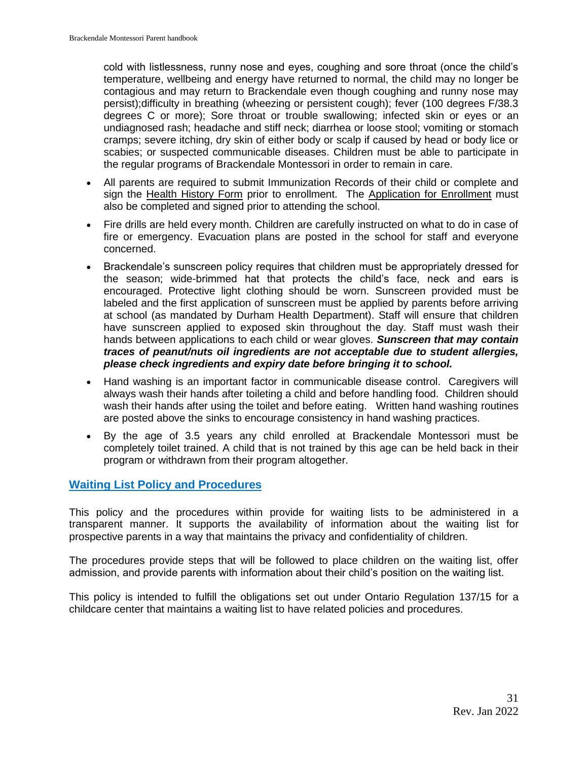cold with listlessness, runny nose and eyes, coughing and sore throat (once the child's temperature, wellbeing and energy have returned to normal, the child may no longer be contagious and may return to Brackendale even though coughing and runny nose may persist);difficulty in breathing (wheezing or persistent cough); fever (100 degrees F/38.3 degrees C or more); Sore throat or trouble swallowing; infected skin or eyes or an undiagnosed rash; headache and stiff neck; diarrhea or loose stool; vomiting or stomach cramps; severe itching, dry skin of either body or scalp if caused by head or body lice or scabies; or suspected communicable diseases. Children must be able to participate in the regular programs of Brackendale Montessori in order to remain in care.

- All parents are required to submit Immunization Records of their child or complete and sign the Health History Form prior to enrollment. The Application for Enrollment must also be completed and signed prior to attending the school.
- Fire drills are held every month. Children are carefully instructed on what to do in case of fire or emergency. Evacuation plans are posted in the school for staff and everyone concerned.
- Brackendale's sunscreen policy requires that children must be appropriately dressed for the season; wide-brimmed hat that protects the child's face, neck and ears is encouraged. Protective light clothing should be worn. Sunscreen provided must be labeled and the first application of sunscreen must be applied by parents before arriving at school (as mandated by Durham Health Department). Staff will ensure that children have sunscreen applied to exposed skin throughout the day. Staff must wash their hands between applications to each child or wear gloves. ***Sunscreen that may contain traces of peanut/nuts oil ingredients are not acceptable due to student allergies, please check ingredients and expiry date before bringing it to school.***
- Hand washing is an important factor in communicable disease control. Caregivers will always wash their hands after toileting a child and before handling food. Children should wash their hands after using the toilet and before eating. Written hand washing routines are posted above the sinks to encourage consistency in hand washing practices.
- By the age of 3.5 years any child enrolled at Brackendale Montessori must be completely toilet trained. A child that is not trained by this age can be held back in their program or withdrawn from their program altogether.

## Waiting List Policy and Procedures

This policy and the procedures within provide for waiting lists to be administered in a transparent manner. It supports the availability of information about the waiting list for prospective parents in a way that maintains the privacy and confidentiality of children.

The procedures provide steps that will be followed to place children on the waiting list, offer admission, and provide parents with information about their child's position on the waiting list.

This policy is intended to fulfill the obligations set out under Ontario Regulation 137/15 for a childcare center that maintains a waiting list to have related policies and procedures.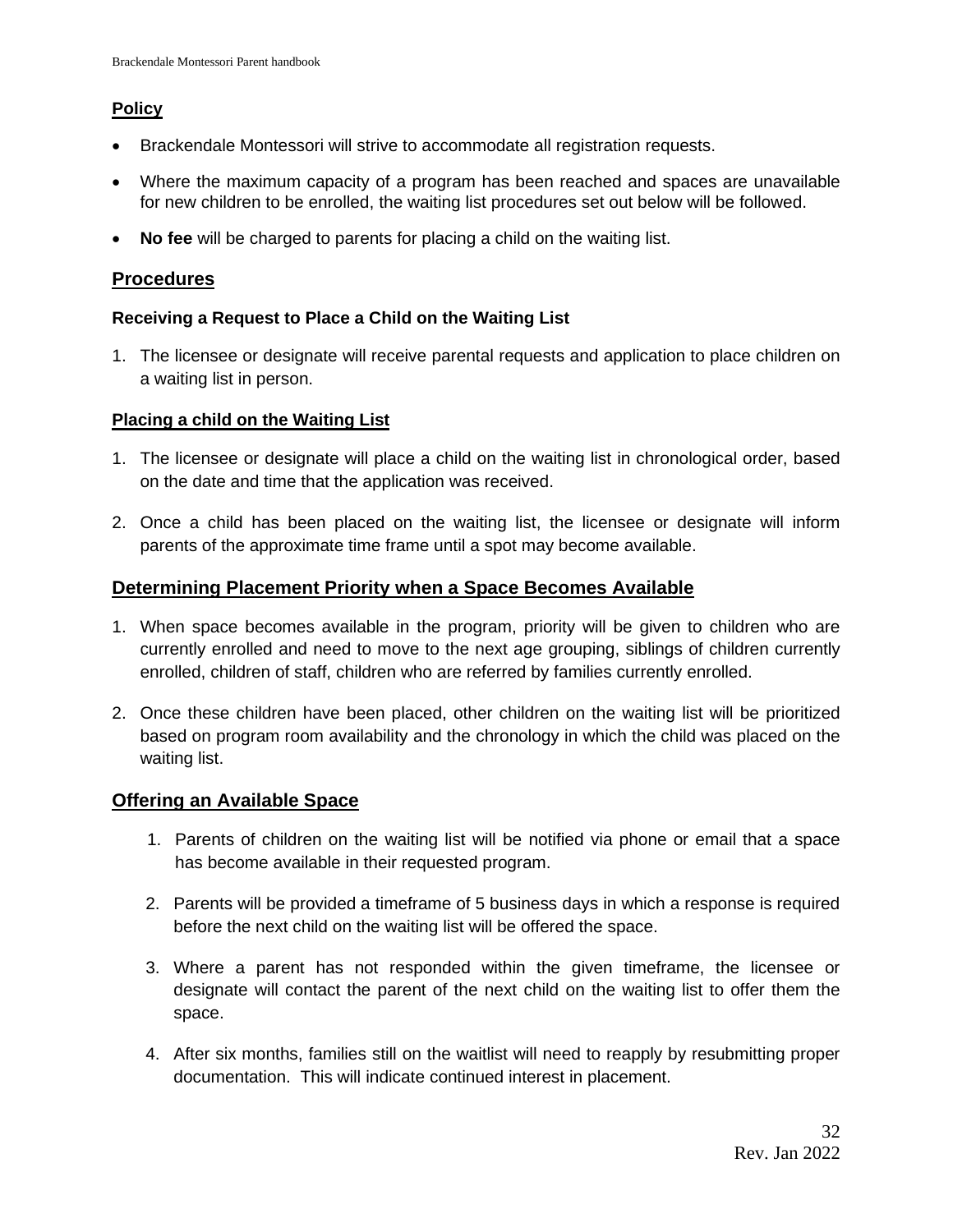## Policy

- Brackendale Montessori will strive to accommodate all registration requests.
- Where the maximum capacity of a program has been reached and spaces are unavailable for new children to be enrolled, the waiting list procedures set out below will be followed.
- **No fee** will be charged to parents for placing a child on the waiting list.

## Procedures

### Receiving a Request to Place a Child on the Waiting List

1. The licensee or designate will receive parental requests and application to place children on a waiting list in person.

### Placing a child on the Waiting List

1. The licensee or designate will place a child on the waiting list in chronological order, based on the date and time that the application was received.
2. Once a child has been placed on the waiting list, the licensee or designate will inform parents of the approximate time frame until a spot may become available.

## Determining Placement Priority when a Space Becomes Available

1. When space becomes available in the program, priority will be given to children who are currently enrolled and need to move to the next age grouping, siblings of children currently enrolled, children of staff, children who are referred by families currently enrolled.
2. Once these children have been placed, other children on the waiting list will be prioritized based on program room availability and the chronology in which the child was placed on the waiting list.

## Offering an Available Space

1. Parents of children on the waiting list will be notified via phone or email that a space has become available in their requested program.
2. Parents will be provided a timeframe of 5 business days in which a response is required before the next child on the waiting list will be offered the space.
3. Where a parent has not responded within the given timeframe, the licensee or designate will contact the parent of the next child on the waiting list to offer them the space.
4. After six months, families still on the waitlist will need to reapply by resubmitting proper documentation. This will indicate continued interest in placement.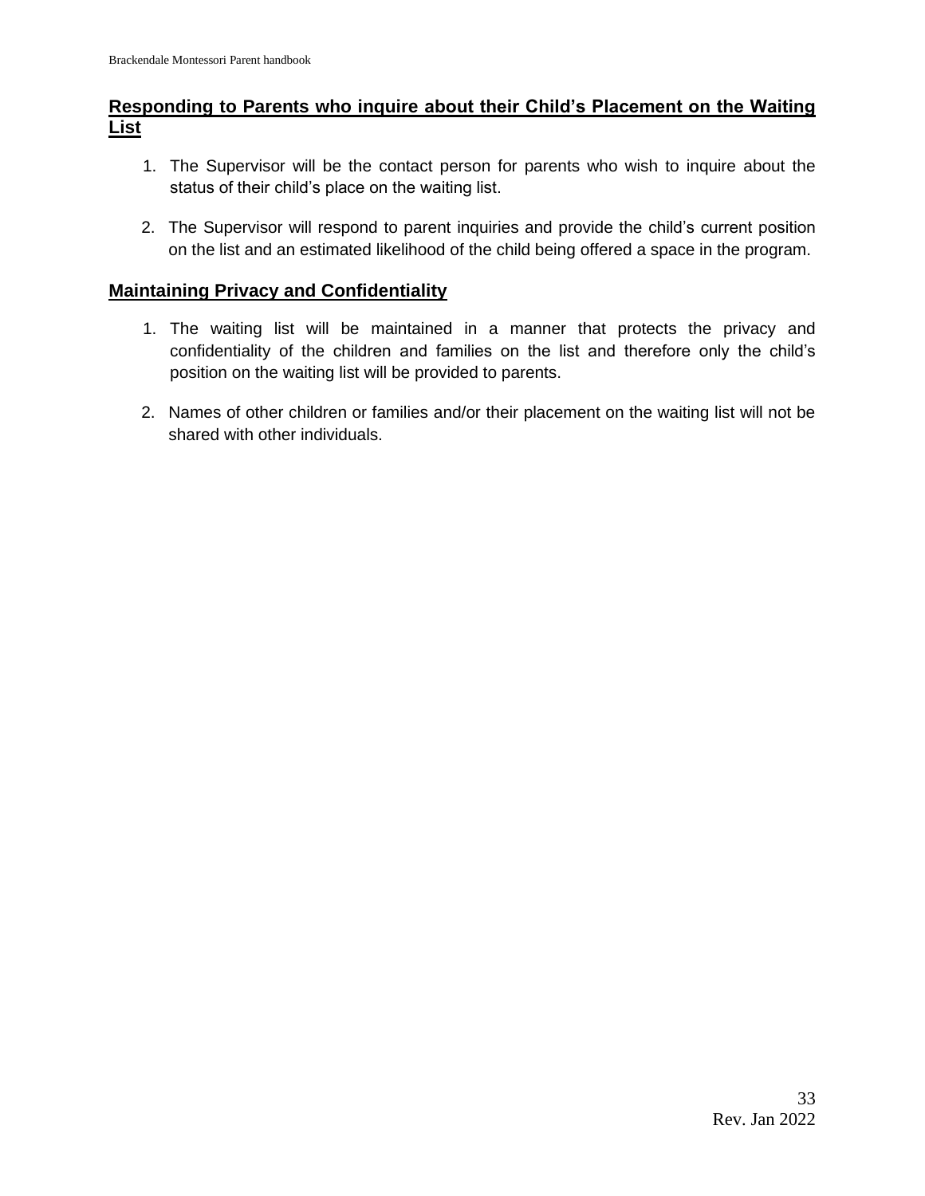## Responding to Parents who inquire about their Child's Placement on the Waiting List

1. The Supervisor will be the contact person for parents who wish to inquire about the status of their child's place on the waiting list.

2. The Supervisor will respond to parent inquiries and provide the child's current position on the list and an estimated likelihood of the child being offered a space in the program.

## Maintaining Privacy and Confidentiality

1. The waiting list will be maintained in a manner that protects the privacy and confidentiality of the children and families on the list and therefore only the child's position on the waiting list will be provided to parents.

2. Names of other children or families and/or their placement on the waiting list will not be shared with other individuals.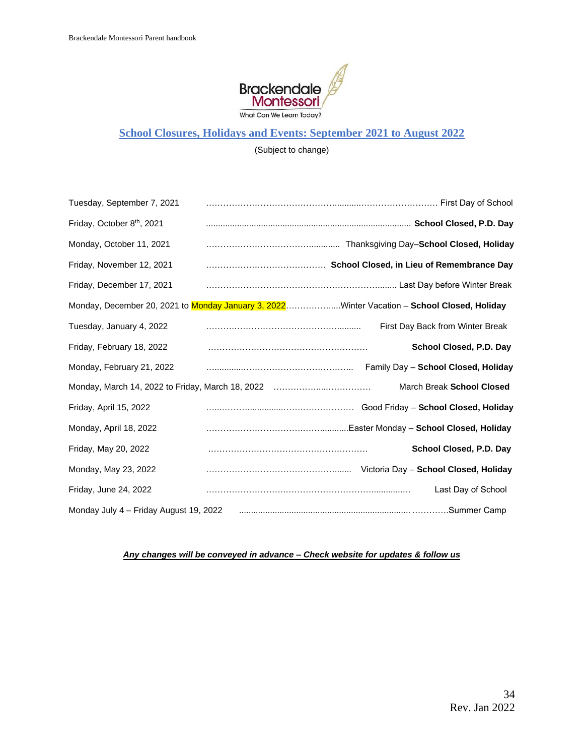Brackendale Montessori
What Can We Learn Today?

## School Closures, Holidays and Events: September 2021 to August 2022

(Subject to change)

| Date | Event |
|---|---|
| Tuesday, September 7, 2021 | First Day of School |
| Friday, October 8th, 2021 | **School Closed, P.D. Day** |
| Monday, October 11, 2021 | Thanksgiving Day–**School Closed, Holiday** |
| Friday, November 12, 2021 | **School Closed, in Lieu of Remembrance Day** |
| Friday, December 17, 2021 | Last Day before Winter Break |
| Monday, December 20, 2021 to Monday January 3, 2022 | Winter Vacation – **School Closed, Holiday** |
| Tuesday, January 4, 2022 | First Day Back from Winter Break |
| Friday, February 18, 2022 | **School Closed, P.D. Day** |
| Monday, February 21, 2022 | Family Day – **School Closed, Holiday** |
| Monday, March 14, 2022 to Friday, March 18, 2022 | March Break **School Closed** |
| Friday, April 15, 2022 | Good Friday – **School Closed, Holiday** |
| Monday, April 18, 2022 | Easter Monday – **School Closed, Holiday** |
| Friday, May 20, 2022 | **School Closed, P.D. Day** |
| Monday, May 23, 2022 | Victoria Day – **School Closed, Holiday** |
| Friday, June 24, 2022 | Last Day of School |
| Monday July 4 – Friday August 19, 2022 | Summer Camp |

***Any changes will be conveyed in advance – Check website for updates & follow us***

Rev. Jan 2022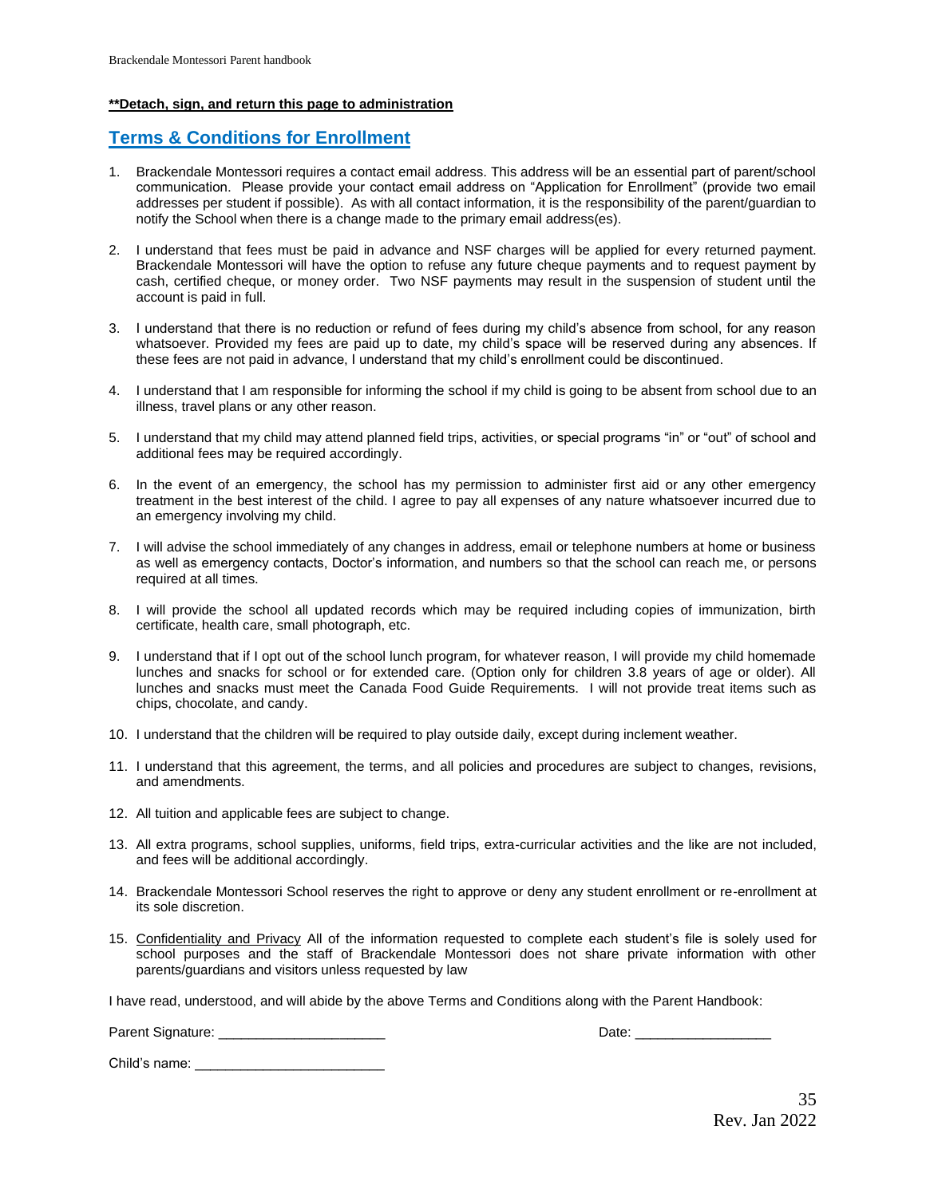**\*\*Detach, sign, and return this page to administration**

## Terms & Conditions for Enrollment

1. Brackendale Montessori requires a contact email address. This address will be an essential part of parent/school communication. Please provide your contact email address on "Application for Enrollment" (provide two email addresses per student if possible). As with all contact information, it is the responsibility of the parent/guardian to notify the School when there is a change made to the primary email address(es).

2. I understand that fees must be paid in advance and NSF charges will be applied for every returned payment. Brackendale Montessori will have the option to refuse any future cheque payments and to request payment by cash, certified cheque, or money order. Two NSF payments may result in the suspension of student until the account is paid in full.

3. I understand that there is no reduction or refund of fees during my child's absence from school, for any reason whatsoever. Provided my fees are paid up to date, my child's space will be reserved during any absences. If these fees are not paid in advance, I understand that my child's enrollment could be discontinued.

4. I understand that I am responsible for informing the school if my child is going to be absent from school due to an illness, travel plans or any other reason.

5. I understand that my child may attend planned field trips, activities, or special programs "in" or "out" of school and additional fees may be required accordingly.

6. In the event of an emergency, the school has my permission to administer first aid or any other emergency treatment in the best interest of the child. I agree to pay all expenses of any nature whatsoever incurred due to an emergency involving my child.

7. I will advise the school immediately of any changes in address, email or telephone numbers at home or business as well as emergency contacts, Doctor's information, and numbers so that the school can reach me, or persons required at all times.

8. I will provide the school all updated records which may be required including copies of immunization, birth certificate, health care, small photograph, etc.

9. I understand that if I opt out of the school lunch program, for whatever reason, I will provide my child homemade lunches and snacks for school or for extended care. (Option only for children 3.8 years of age or older). All lunches and snacks must meet the Canada Food Guide Requirements. I will not provide treat items such as chips, chocolate, and candy.

10. I understand that the children will be required to play outside daily, except during inclement weather.

11. I understand that this agreement, the terms, and all policies and procedures are subject to changes, revisions, and amendments.

12. All tuition and applicable fees are subject to change.

13. All extra programs, school supplies, uniforms, field trips, extra-curricular activities and the like are not included, and fees will be additional accordingly.

14. Brackendale Montessori School reserves the right to approve or deny any student enrollment or re-enrollment at its sole discretion.

15. Confidentiality and Privacy All of the information requested to complete each student's file is solely used for school purposes and the staff of Brackendale Montessori does not share private information with other parents/guardians and visitors unless requested by law

I have read, understood, and will abide by the above Terms and Conditions along with the Parent Handbook:

Parent Signature: ______________________ Date: __________________

Child's name: _________________________

Rev. Jan 2022